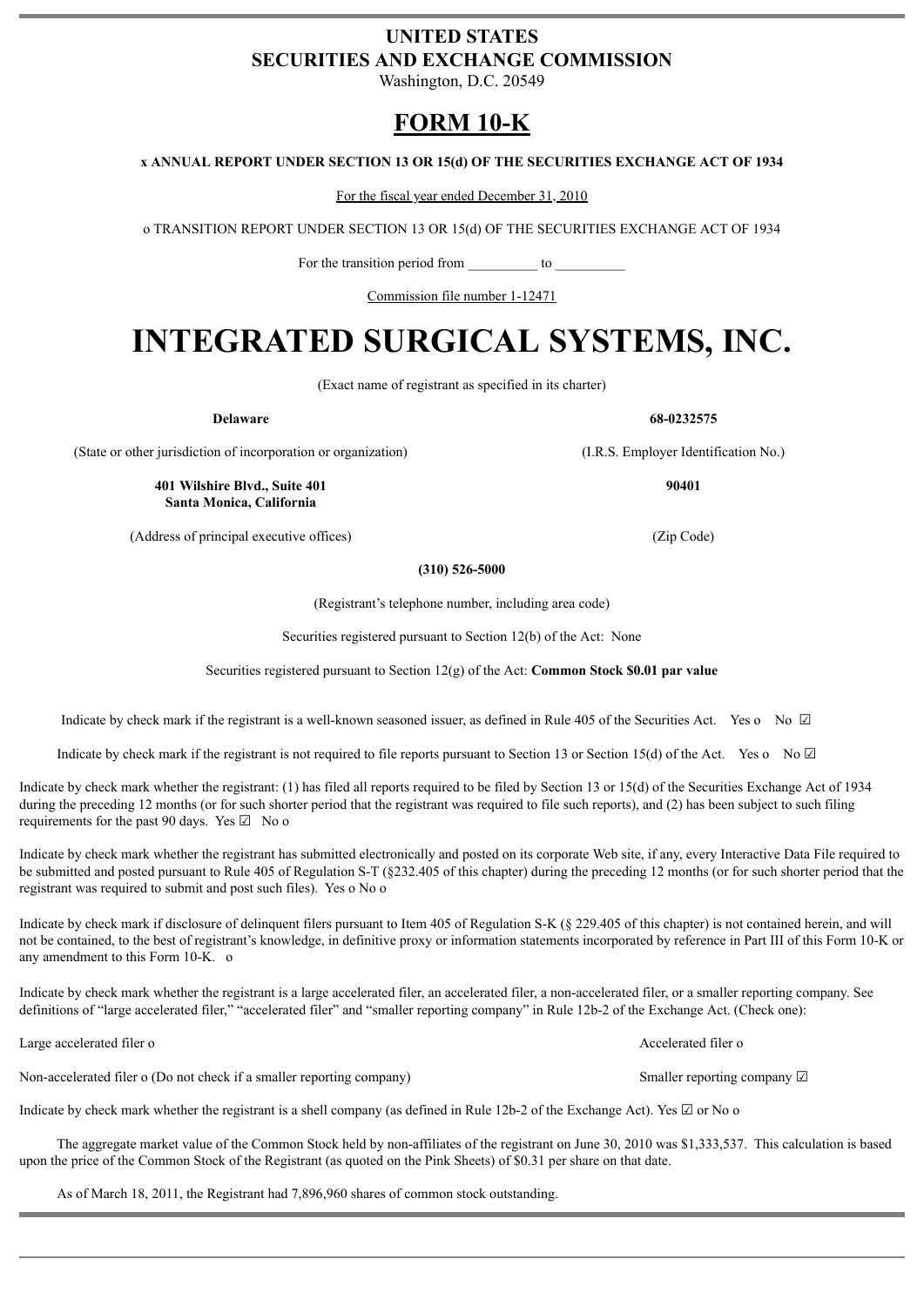**UNITED STATES**
**SECURITIES AND EXCHANGE COMMISSION**
Washington, D.C. 20549

# FORM 10-K

**x ANNUAL REPORT UNDER SECTION 13 OR 15(d) OF THE SECURITIES EXCHANGE ACT OF 1934**

For the fiscal year ended December 31, 2010

o TRANSITION REPORT UNDER SECTION 13 OR 15(d) OF THE SECURITIES EXCHANGE ACT OF 1934

For the transition period from __________ to __________

Commission file number 1-12471

# INTEGRATED SURGICAL SYSTEMS, INC.

(Exact name of registrant as specified in its charter)

| **Delaware** | **68-0232575** |
|---|---|
| (State or other jurisdiction of incorporation or organization) | (I.R.S. Employer Identification No.) |
| **401 Wilshire Blvd., Suite 401 Santa Monica, California** | **90401** |
| (Address of principal executive offices) | (Zip Code) |

**(310) 526-5000**

(Registrant's telephone number, including area code)

Securities registered pursuant to Section 12(b) of the Act: None

Securities registered pursuant to Section 12(g) of the Act: **Common Stock $0.01 par value**

Indicate by check mark if the registrant is a well-known seasoned issuer, as defined in Rule 405 of the Securities Act. Yes o No ☑

Indicate by check mark if the registrant is not required to file reports pursuant to Section 13 or Section 15(d) of the Act. Yes o No ☑

Indicate by check mark whether the registrant: (1) has filed all reports required to be filed by Section 13 or 15(d) of the Securities Exchange Act of 1934 during the preceding 12 months (or for such shorter period that the registrant was required to file such reports), and (2) has been subject to such filing requirements for the past 90 days. Yes ☑ No o

Indicate by check mark whether the registrant has submitted electronically and posted on its corporate Web site, if any, every Interactive Data File required to be submitted and posted pursuant to Rule 405 of Regulation S-T (§232.405 of this chapter) during the preceding 12 months (or for such shorter period that the registrant was required to submit and post such files). Yes o No o

Indicate by check mark if disclosure of delinquent filers pursuant to Item 405 of Regulation S-K (§ 229.405 of this chapter) is not contained herein, and will not be contained, to the best of registrant's knowledge, in definitive proxy or information statements incorporated by reference in Part III of this Form 10-K or any amendment to this Form 10-K. o

Indicate by check mark whether the registrant is a large accelerated filer, an accelerated filer, a non-accelerated filer, or a smaller reporting company. See definitions of "large accelerated filer," "accelerated filer" and "smaller reporting company" in Rule 12b-2 of the Exchange Act. (Check one):

| | |
|---|---|
| Large accelerated filer o | Accelerated filer o |
| Non-accelerated filer o (Do not check if a smaller reporting company) | Smaller reporting company ☑ |

Indicate by check mark whether the registrant is a shell company (as defined in Rule 12b-2 of the Exchange Act). Yes ☑ or No o

The aggregate market value of the Common Stock held by non-affiliates of the registrant on June 30, 2010 was $1,333,537. This calculation is based upon the price of the Common Stock of the Registrant (as quoted on the Pink Sheets) of $0.31 per share on that date.

As of March 18, 2011, the Registrant had 7,896,960 shares of common stock outstanding.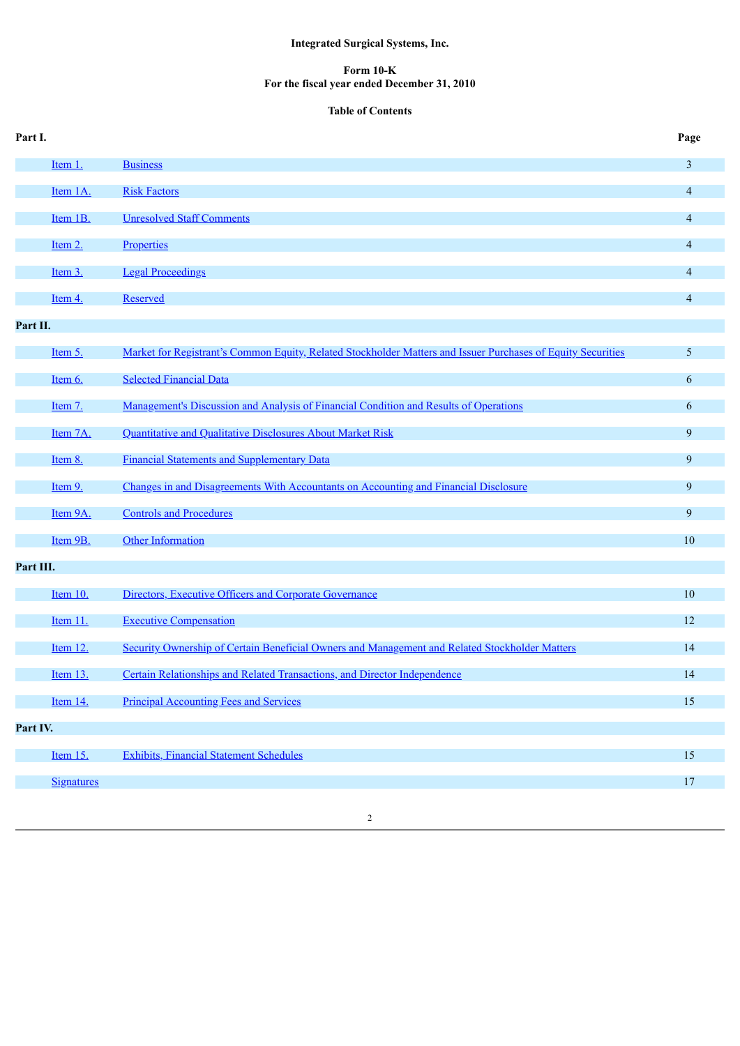**Integrated Surgical Systems, Inc.**

**Form 10-K**
**For the fiscal year ended December 31, 2010**

**Table of Contents**

| | | Page |
|---|---|---|
| **Part I.** | | |
| Item 1. | Business | 3 |
| Item 1A. | Risk Factors | 4 |
| Item 1B. | Unresolved Staff Comments | 4 |
| Item 2. | Properties | 4 |
| Item 3. | Legal Proceedings | 4 |
| Item 4. | Reserved | 4 |
| **Part II.** | | |
| Item 5. | Market for Registrant's Common Equity, Related Stockholder Matters and Issuer Purchases of Equity Securities | 5 |
| Item 6. | Selected Financial Data | 6 |
| Item 7. | Management's Discussion and Analysis of Financial Condition and Results of Operations | 6 |
| Item 7A. | Quantitative and Qualitative Disclosures About Market Risk | 9 |
| Item 8. | Financial Statements and Supplementary Data | 9 |
| Item 9. | Changes in and Disagreements With Accountants on Accounting and Financial Disclosure | 9 |
| Item 9A. | Controls and Procedures | 9 |
| Item 9B. | Other Information | 10 |
| **Part III.** | | |
| Item 10. | Directors, Executive Officers and Corporate Governance | 10 |
| Item 11. | Executive Compensation | 12 |
| Item 12. | Security Ownership of Certain Beneficial Owners and Management and Related Stockholder Matters | 14 |
| Item 13. | Certain Relationships and Related Transactions, and Director Independence | 14 |
| Item 14. | Principal Accounting Fees and Services | 15 |
| **Part IV.** | | |
| Item 15. | Exhibits, Financial Statement Schedules | 15 |
| Signatures | | 17 |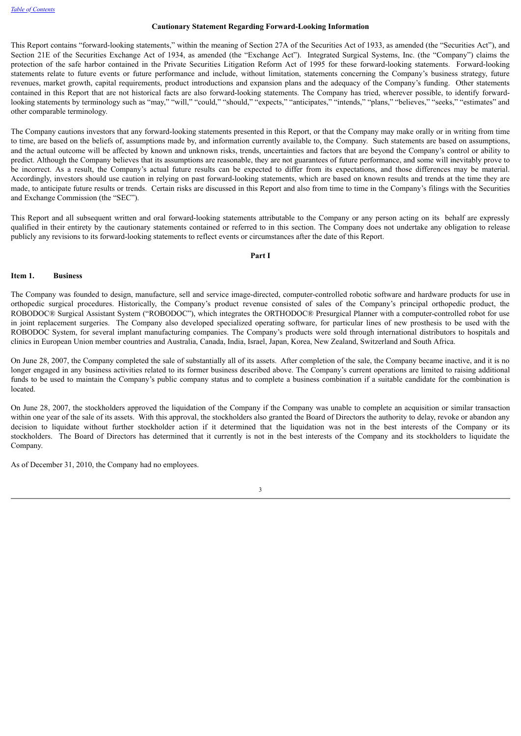## Cautionary Statement Regarding Forward-Looking Information

This Report contains "forward-looking statements," within the meaning of Section 27A of the Securities Act of 1933, as amended (the "Securities Act"), and Section 21E of the Securities Exchange Act of 1934, as amended (the "Exchange Act"). Integrated Surgical Systems, Inc. (the "Company") claims the protection of the safe harbor contained in the Private Securities Litigation Reform Act of 1995 for these forward-looking statements. Forward-looking statements relate to future events or future performance and include, without limitation, statements concerning the Company's business strategy, future revenues, market growth, capital requirements, product introductions and expansion plans and the adequacy of the Company's funding. Other statements contained in this Report that are not historical facts are also forward-looking statements. The Company has tried, wherever possible, to identify forward-looking statements by terminology such as "may," "will," "could," "should," "expects," "anticipates," "intends," "plans," "believes," "seeks," "estimates" and other comparable terminology.

The Company cautions investors that any forward-looking statements presented in this Report, or that the Company may make orally or in writing from time to time, are based on the beliefs of, assumptions made by, and information currently available to, the Company. Such statements are based on assumptions, and the actual outcome will be affected by known and unknown risks, trends, uncertainties and factors that are beyond the Company's control or ability to predict. Although the Company believes that its assumptions are reasonable, they are not guarantees of future performance, and some will inevitably prove to be incorrect. As a result, the Company's actual future results can be expected to differ from its expectations, and those differences may be material. Accordingly, investors should use caution in relying on past forward-looking statements, which are based on known results and trends at the time they are made, to anticipate future results or trends. Certain risks are discussed in this Report and also from time to time in the Company's filings with the Securities and Exchange Commission (the "SEC").

This Report and all subsequent written and oral forward-looking statements attributable to the Company or any person acting on its behalf are expressly qualified in their entirety by the cautionary statements contained or referred to in this section. The Company does not undertake any obligation to release publicly any revisions to its forward-looking statements to reflect events or circumstances after the date of this Report.

# Part I

## Item 1. Business

The Company was founded to design, manufacture, sell and service image-directed, computer-controlled robotic software and hardware products for use in orthopedic surgical procedures. Historically, the Company's product revenue consisted of sales of the Company's principal orthopedic product, the ROBODOC® Surgical Assistant System ("ROBODOC"), which integrates the ORTHODOC® Presurgical Planner with a computer-controlled robot for use in joint replacement surgeries. The Company also developed specialized operating software, for particular lines of new prosthesis to be used with the ROBODOC System, for several implant manufacturing companies. The Company's products were sold through international distributors to hospitals and clinics in European Union member countries and Australia, Canada, India, Israel, Japan, Korea, New Zealand, Switzerland and South Africa.

On June 28, 2007, the Company completed the sale of substantially all of its assets. After completion of the sale, the Company became inactive, and it is no longer engaged in any business activities related to its former business described above. The Company's current operations are limited to raising additional funds to be used to maintain the Company's public company status and to complete a business combination if a suitable candidate for the combination is located.

On June 28, 2007, the stockholders approved the liquidation of the Company if the Company was unable to complete an acquisition or similar transaction within one year of the sale of its assets. With this approval, the stockholders also granted the Board of Directors the authority to delay, revoke or abandon any decision to liquidate without further stockholder action if it determined that the liquidation was not in the best interests of the Company or its stockholders. The Board of Directors has determined that it currently is not in the best interests of the Company and its stockholders to liquidate the Company.

As of December 31, 2010, the Company had no employees.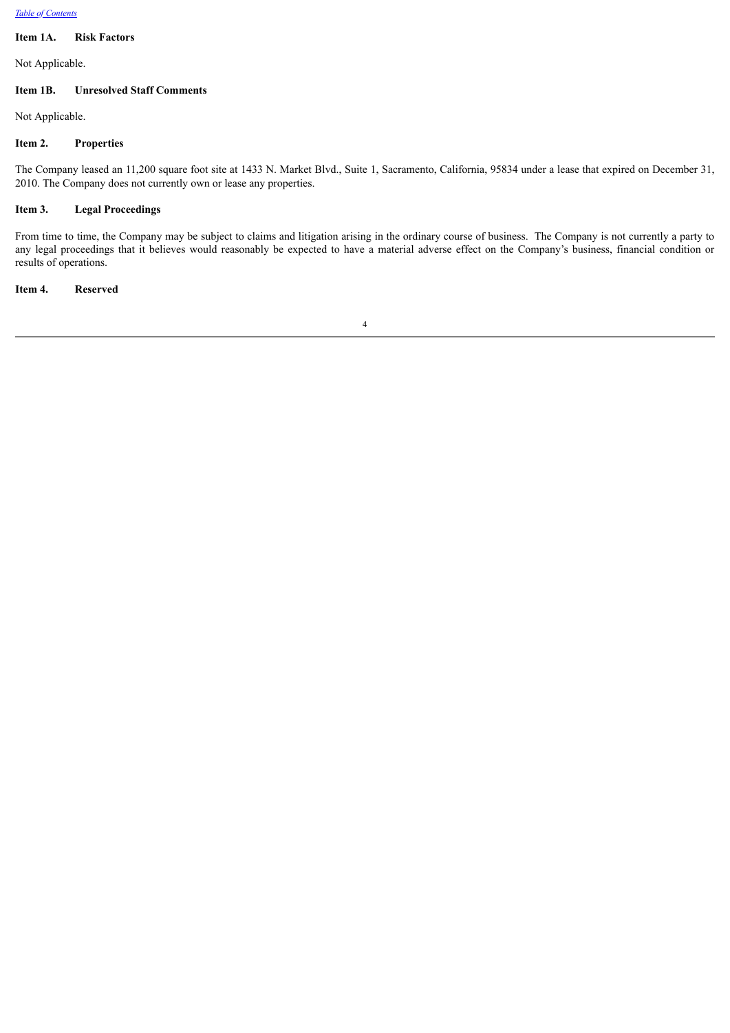## Item 1A. Risk Factors

Not Applicable.

## Item 1B. Unresolved Staff Comments

Not Applicable.

## Item 2. Properties

The Company leased an 11,200 square foot site at 1433 N. Market Blvd., Suite 1, Sacramento, California, 95834 under a lease that expired on December 31, 2010. The Company does not currently own or lease any properties.

## Item 3. Legal Proceedings

From time to time, the Company may be subject to claims and litigation arising in the ordinary course of business. The Company is not currently a party to any legal proceedings that it believes would reasonably be expected to have a material adverse effect on the Company's business, financial condition or results of operations.

## Item 4. Reserved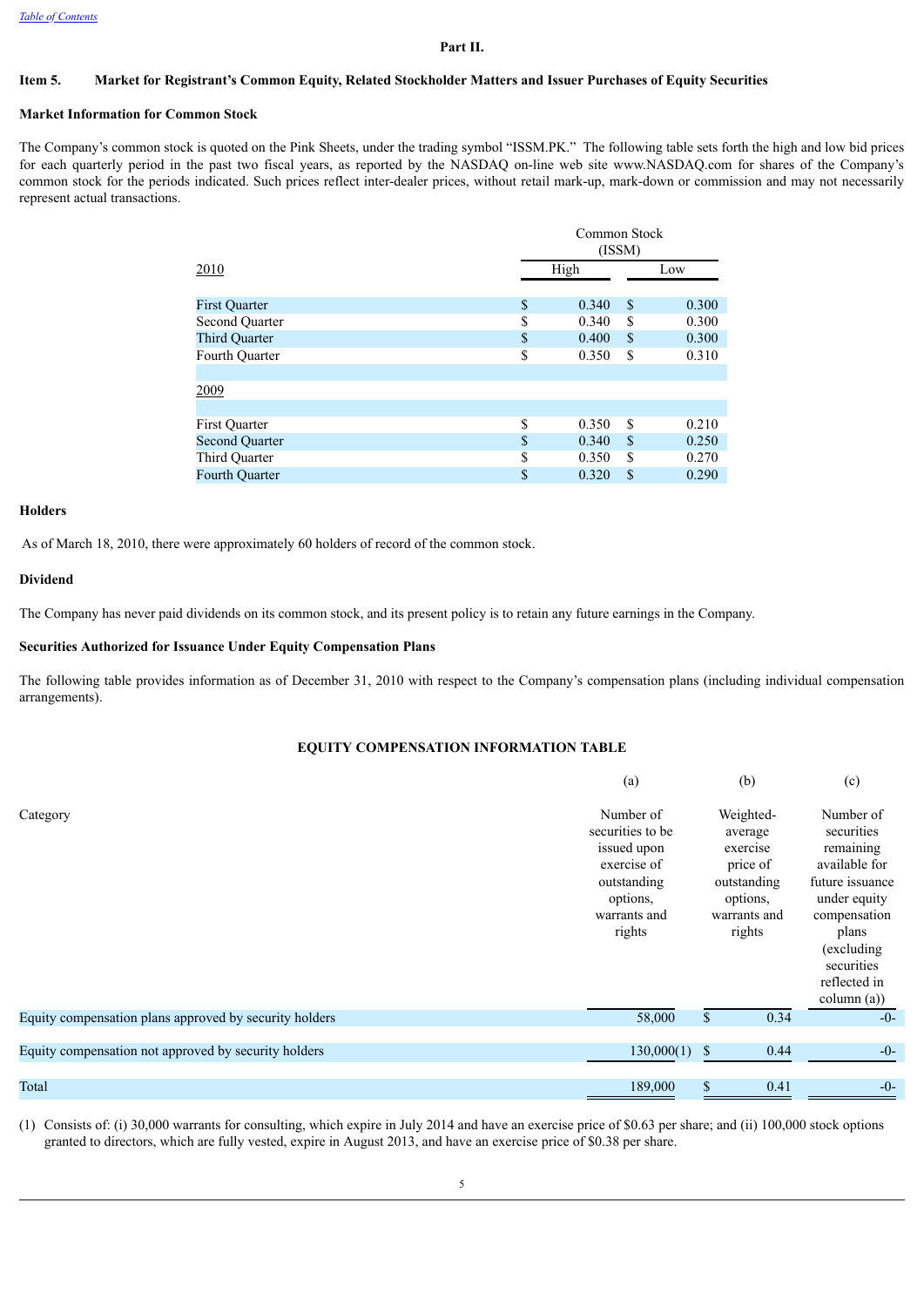[Table of Contents](#)

**Part II.**

## Item 5. Market for Registrant's Common Equity, Related Stockholder Matters and Issuer Purchases of Equity Securities

### Market Information for Common Stock

The Company's common stock is quoted on the Pink Sheets, under the trading symbol "ISSM.PK." The following table sets forth the high and low bid prices for each quarterly period in the past two fiscal years, as reported by the NASDAQ on-line web site www.NASDAQ.com for shares of the Company's common stock for the periods indicated. Such prices reflect inter-dealer prices, without retail mark-up, mark-down or commission and may not necessarily represent actual transactions.

| | Common Stock (ISSM) | |
|---|---|---|
| 2010 | High | Low |
| First Quarter | $ 0.340 | $ 0.300 |
| Second Quarter | $ 0.340 | $ 0.300 |
| Third Quarter | $ 0.400 | $ 0.300 |
| Fourth Quarter | $ 0.350 | $ 0.310 |
| 2009 | | |
| First Quarter | $ 0.350 | $ 0.210 |
| Second Quarter | $ 0.340 | $ 0.250 |
| Third Quarter | $ 0.350 | $ 0.270 |
| Fourth Quarter | $ 0.320 | $ 0.290 |

### Holders

As of March 18, 2010, there were approximately 60 holders of record of the common stock.

### Dividend

The Company has never paid dividends on its common stock, and its present policy is to retain any future earnings in the Company.

### Securities Authorized for Issuance Under Equity Compensation Plans

The following table provides information as of December 31, 2010 with respect to the Company's compensation plans (including individual compensation arrangements).

**EQUITY COMPENSATION INFORMATION TABLE**

| Category | (a) Number of securities to be issued upon exercise of outstanding options, warrants and rights | (b) Weighted-average exercise price of outstanding options, warrants and rights | (c) Number of securities remaining available for future issuance under equity compensation plans (excluding securities reflected in column (a)) |
|---|---|---|---|
| Equity compensation plans approved by security holders | 58,000 | $ 0.34 | -0- |
| Equity compensation not approved by security holders | 130,000(1) | $ 0.44 | -0- |
| Total | 189,000 | $ 0.41 | -0- |

(1) Consists of: (i) 30,000 warrants for consulting, which expire in July 2014 and have an exercise price of $0.63 per share; and (ii) 100,000 stock options granted to directors, which are fully vested, expire in August 2013, and have an exercise price of $0.38 per share.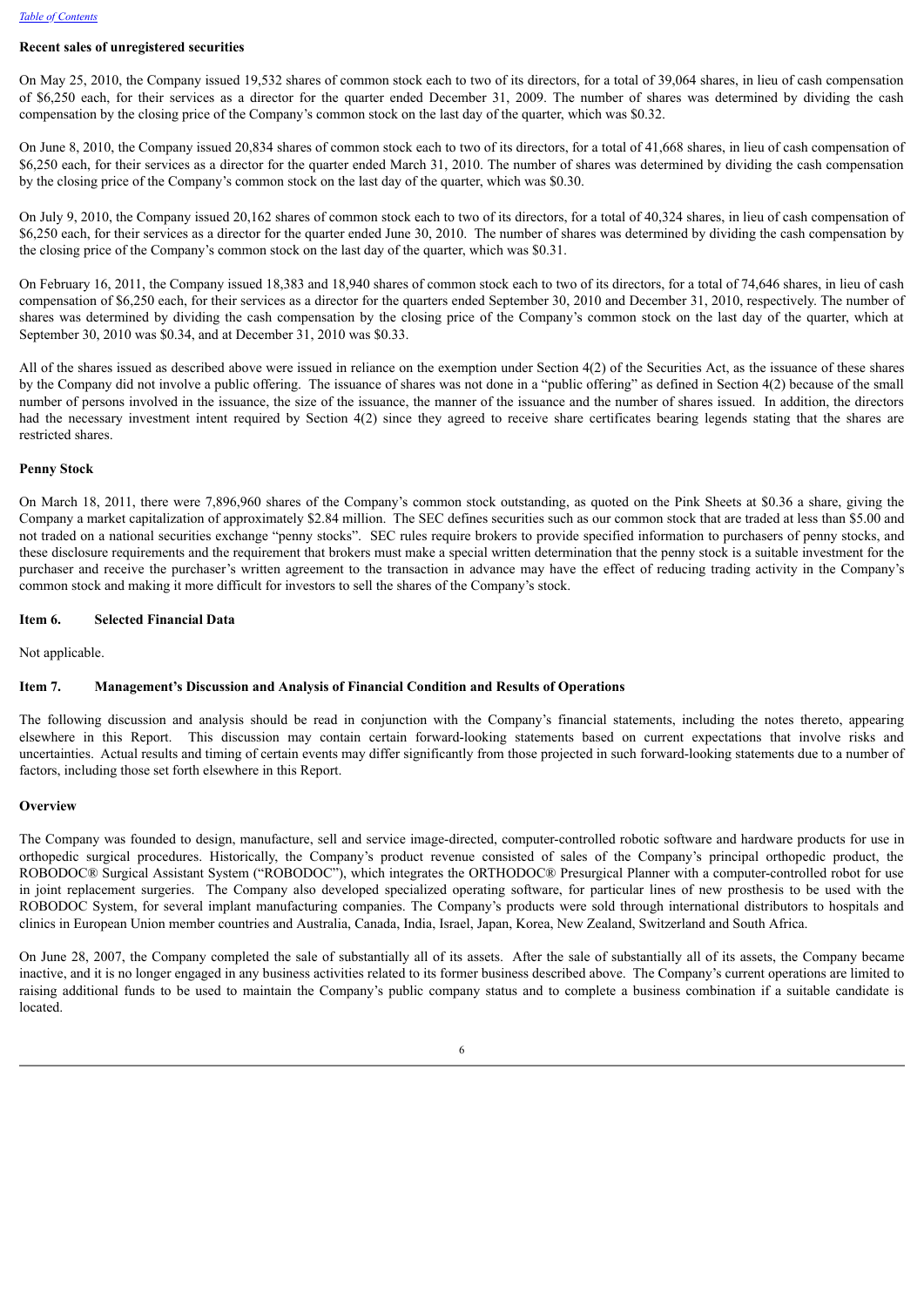**Recent sales of unregistered securities**

On May 25, 2010, the Company issued 19,532 shares of common stock each to two of its directors, for a total of 39,064 shares, in lieu of cash compensation of $6,250 each, for their services as a director for the quarter ended December 31, 2009. The number of shares was determined by dividing the cash compensation by the closing price of the Company's common stock on the last day of the quarter, which was $0.32.

On June 8, 2010, the Company issued 20,834 shares of common stock each to two of its directors, for a total of 41,668 shares, in lieu of cash compensation of $6,250 each, for their services as a director for the quarter ended March 31, 2010. The number of shares was determined by dividing the cash compensation by the closing price of the Company's common stock on the last day of the quarter, which was $0.30.

On July 9, 2010, the Company issued 20,162 shares of common stock each to two of its directors, for a total of 40,324 shares, in lieu of cash compensation of $6,250 each, for their services as a director for the quarter ended June 30, 2010. The number of shares was determined by dividing the cash compensation by the closing price of the Company's common stock on the last day of the quarter, which was $0.31.

On February 16, 2011, the Company issued 18,383 and 18,940 shares of common stock each to two of its directors, for a total of 74,646 shares, in lieu of cash compensation of $6,250 each, for their services as a director for the quarters ended September 30, 2010 and December 31, 2010, respectively. The number of shares was determined by dividing the cash compensation by the closing price of the Company's common stock on the last day of the quarter, which at September 30, 2010 was $0.34, and at December 31, 2010 was $0.33.

All of the shares issued as described above were issued in reliance on the exemption under Section 4(2) of the Securities Act, as the issuance of these shares by the Company did not involve a public offering. The issuance of shares was not done in a "public offering" as defined in Section 4(2) because of the small number of persons involved in the issuance, the size of the issuance, the manner of the issuance and the number of shares issued. In addition, the directors had the necessary investment intent required by Section 4(2) since they agreed to receive share certificates bearing legends stating that the shares are restricted shares.

**Penny Stock**

On March 18, 2011, there were 7,896,960 shares of the Company's common stock outstanding, as quoted on the Pink Sheets at $0.36 a share, giving the Company a market capitalization of approximately $2.84 million. The SEC defines securities such as our common stock that are traded at less than $5.00 and not traded on a national securities exchange "penny stocks". SEC rules require brokers to provide specified information to purchasers of penny stocks, and these disclosure requirements and the requirement that brokers must make a special written determination that the penny stock is a suitable investment for the purchaser and receive the purchaser's written agreement to the transaction in advance may have the effect of reducing trading activity in the Company's common stock and making it more difficult for investors to sell the shares of the Company's stock.

## Item 6. Selected Financial Data

Not applicable.

## Item 7. Management's Discussion and Analysis of Financial Condition and Results of Operations

The following discussion and analysis should be read in conjunction with the Company's financial statements, including the notes thereto, appearing elsewhere in this Report. This discussion may contain certain forward-looking statements based on current expectations that involve risks and uncertainties. Actual results and timing of certain events may differ significantly from those projected in such forward-looking statements due to a number of factors, including those set forth elsewhere in this Report.

**Overview**

The Company was founded to design, manufacture, sell and service image-directed, computer-controlled robotic software and hardware products for use in orthopedic surgical procedures. Historically, the Company's product revenue consisted of sales of the Company's principal orthopedic product, the ROBODOC® Surgical Assistant System ("ROBODOC"), which integrates the ORTHODOC® Presurgical Planner with a computer-controlled robot for use in joint replacement surgeries. The Company also developed specialized operating software, for particular lines of new prosthesis to be used with the ROBODOC System, for several implant manufacturing companies. The Company's products were sold through international distributors to hospitals and clinics in European Union member countries and Australia, Canada, India, Israel, Japan, Korea, New Zealand, Switzerland and South Africa.

On June 28, 2007, the Company completed the sale of substantially all of its assets. After the sale of substantially all of its assets, the Company became inactive, and it is no longer engaged in any business activities related to its former business described above. The Company's current operations are limited to raising additional funds to be used to maintain the Company's public company status and to complete a business combination if a suitable candidate is located.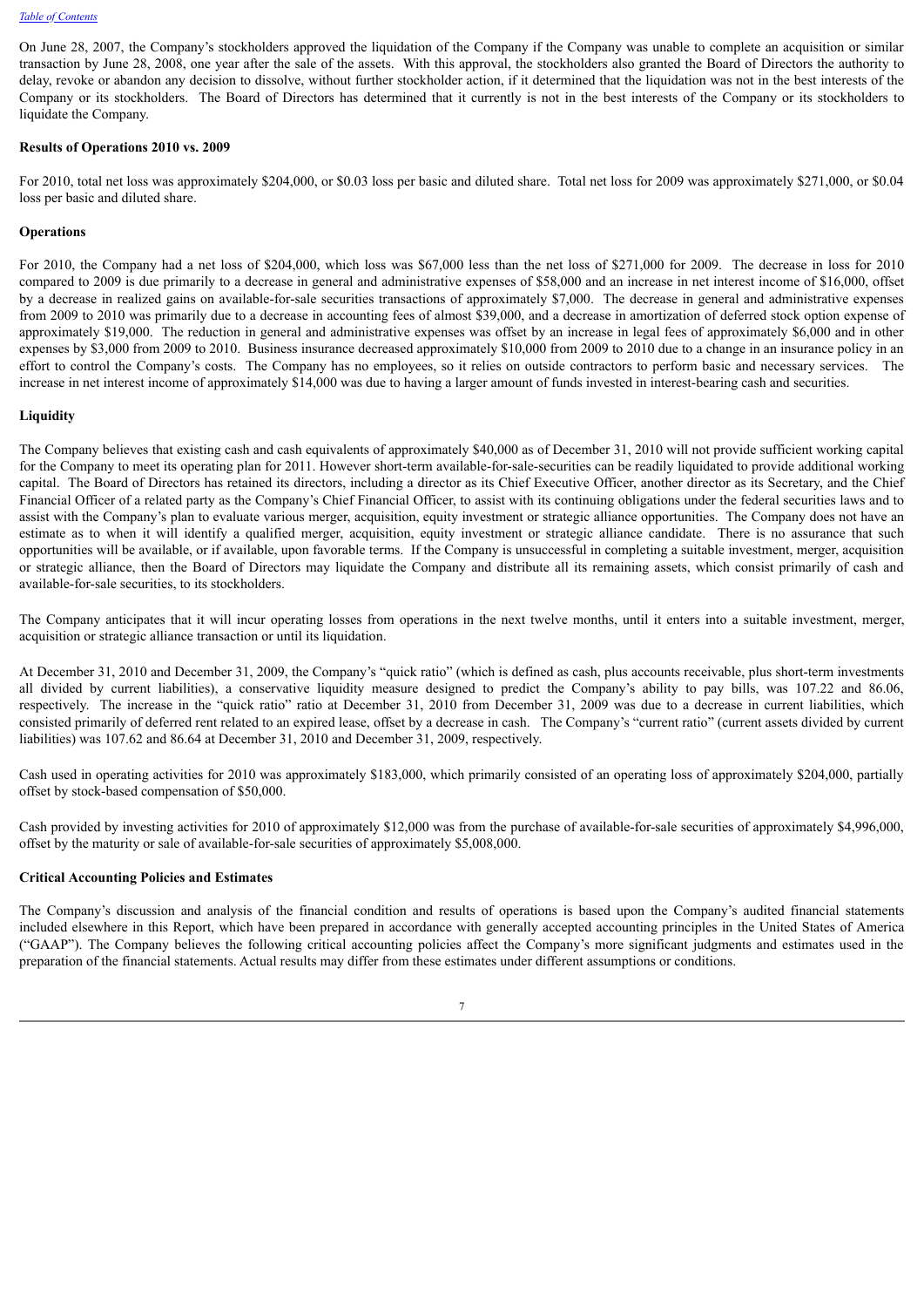On June 28, 2007, the Company's stockholders approved the liquidation of the Company if the Company was unable to complete an acquisition or similar transaction by June 28, 2008, one year after the sale of the assets. With this approval, the stockholders also granted the Board of Directors the authority to delay, revoke or abandon any decision to dissolve, without further stockholder action, if it determined that the liquidation was not in the best interests of the Company or its stockholders. The Board of Directors has determined that it currently is not in the best interests of the Company or its stockholders to liquidate the Company.

**Results of Operations 2010 vs. 2009**

For 2010, total net loss was approximately $204,000, or $0.03 loss per basic and diluted share. Total net loss for 2009 was approximately $271,000, or $0.04 loss per basic and diluted share.

**Operations**

For 2010, the Company had a net loss of $204,000, which loss was $67,000 less than the net loss of $271,000 for 2009. The decrease in loss for 2010 compared to 2009 is due primarily to a decrease in general and administrative expenses of $58,000 and an increase in net interest income of $16,000, offset by a decrease in realized gains on available-for-sale securities transactions of approximately $7,000. The decrease in general and administrative expenses from 2009 to 2010 was primarily due to a decrease in accounting fees of almost $39,000, and a decrease in amortization of deferred stock option expense of approximately $19,000. The reduction in general and administrative expenses was offset by an increase in legal fees of approximately $6,000 and in other expenses by $3,000 from 2009 to 2010. Business insurance decreased approximately $10,000 from 2009 to 2010 due to a change in an insurance policy in an effort to control the Company's costs. The Company has no employees, so it relies on outside contractors to perform basic and necessary services. The increase in net interest income of approximately $14,000 was due to having a larger amount of funds invested in interest-bearing cash and securities.

**Liquidity**

The Company believes that existing cash and cash equivalents of approximately $40,000 as of December 31, 2010 will not provide sufficient working capital for the Company to meet its operating plan for 2011. However short-term available-for-sale-securities can be readily liquidated to provide additional working capital. The Board of Directors has retained its directors, including a director as its Chief Executive Officer, another director as its Secretary, and the Chief Financial Officer of a related party as the Company's Chief Financial Officer, to assist with its continuing obligations under the federal securities laws and to assist with the Company's plan to evaluate various merger, acquisition, equity investment or strategic alliance opportunities. The Company does not have an estimate as to when it will identify a qualified merger, acquisition, equity investment or strategic alliance candidate. There is no assurance that such opportunities will be available, or if available, upon favorable terms. If the Company is unsuccessful in completing a suitable investment, merger, acquisition or strategic alliance, then the Board of Directors may liquidate the Company and distribute all its remaining assets, which consist primarily of cash and available-for-sale securities, to its stockholders.

The Company anticipates that it will incur operating losses from operations in the next twelve months, until it enters into a suitable investment, merger, acquisition or strategic alliance transaction or until its liquidation.

At December 31, 2010 and December 31, 2009, the Company's "quick ratio" (which is defined as cash, plus accounts receivable, plus short-term investments all divided by current liabilities), a conservative liquidity measure designed to predict the Company's ability to pay bills, was 107.22 and 86.06, respectively. The increase in the "quick ratio" ratio at December 31, 2010 from December 31, 2009 was due to a decrease in current liabilities, which consisted primarily of deferred rent related to an expired lease, offset by a decrease in cash. The Company's "current ratio" (current assets divided by current liabilities) was 107.62 and 86.64 at December 31, 2010 and December 31, 2009, respectively.

Cash used in operating activities for 2010 was approximately $183,000, which primarily consisted of an operating loss of approximately $204,000, partially offset by stock-based compensation of $50,000.

Cash provided by investing activities for 2010 of approximately $12,000 was from the purchase of available-for-sale securities of approximately $4,996,000, offset by the maturity or sale of available-for-sale securities of approximately $5,008,000.

**Critical Accounting Policies and Estimates**

The Company's discussion and analysis of the financial condition and results of operations is based upon the Company's audited financial statements included elsewhere in this Report, which have been prepared in accordance with generally accepted accounting principles in the United States of America ("GAAP"). The Company believes the following critical accounting policies affect the Company's more significant judgments and estimates used in the preparation of the financial statements. Actual results may differ from these estimates under different assumptions or conditions.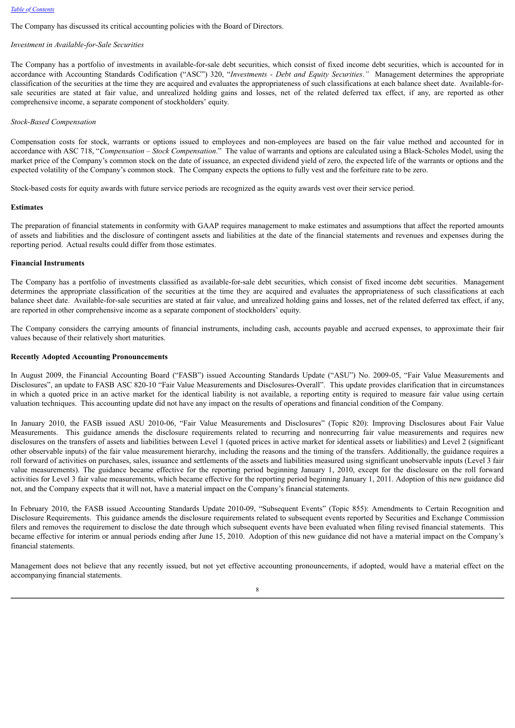The Company has discussed its critical accounting policies with the Board of Directors.

*Investment in Available-for-Sale Securities*

The Company has a portfolio of investments in available-for-sale debt securities, which consist of fixed income debt securities, which is accounted for in accordance with Accounting Standards Codification ("ASC") 320, "*Investments - Debt and Equity Securities*." Management determines the appropriate classification of the securities at the time they are acquired and evaluates the appropriateness of such classifications at each balance sheet date. Available-for-sale securities are stated at fair value, and unrealized holding gains and losses, net of the related deferred tax effect, if any, are reported as other comprehensive income, a separate component of stockholders' equity.

*Stock-Based Compensation*

Compensation costs for stock, warrants or options issued to employees and non-employees are based on the fair value method and accounted for in accordance with ASC 718, "*Compensation – Stock Compensation*." The value of warrants and options are calculated using a Black-Scholes Model, using the market price of the Company's common stock on the date of issuance, an expected dividend yield of zero, the expected life of the warrants or options and the expected volatility of the Company's common stock. The Company expects the options to fully vest and the forfeiture rate to be zero.

Stock-based costs for equity awards with future service periods are recognized as the equity awards vest over their service period.

**Estimates**

The preparation of financial statements in conformity with GAAP requires management to make estimates and assumptions that affect the reported amounts of assets and liabilities and the disclosure of contingent assets and liabilities at the date of the financial statements and revenues and expenses during the reporting period. Actual results could differ from those estimates.

**Financial Instruments**

The Company has a portfolio of investments classified as available-for-sale debt securities, which consist of fixed income debt securities. Management determines the appropriate classification of the securities at the time they are acquired and evaluates the appropriateness of such classifications at each balance sheet date. Available-for-sale securities are stated at fair value, and unrealized holding gains and losses, net of the related deferred tax effect, if any, are reported in other comprehensive income as a separate component of stockholders' equity.

The Company considers the carrying amounts of financial instruments, including cash, accounts payable and accrued expenses, to approximate their fair values because of their relatively short maturities.

**Recently Adopted Accounting Pronouncements**

In August 2009, the Financial Accounting Board ("FASB") issued Accounting Standards Update ("ASU") No. 2009-05, "Fair Value Measurements and Disclosures", an update to FASB ASC 820-10 "Fair Value Measurements and Disclosures-Overall". This update provides clarification that in circumstances in which a quoted price in an active market for the identical liability is not available, a reporting entity is required to measure fair value using certain valuation techniques. This accounting update did not have any impact on the results of operations and financial condition of the Company.

In January 2010, the FASB issued ASU 2010-06, "Fair Value Measurements and Disclosures" (Topic 820): Improving Disclosures about Fair Value Measurements. This guidance amends the disclosure requirements related to recurring and nonrecurring fair value measurements and requires new disclosures on the transfers of assets and liabilities between Level 1 (quoted prices in active market for identical assets or liabilities) and Level 2 (significant other observable inputs) of the fair value measurement hierarchy, including the reasons and the timing of the transfers. Additionally, the guidance requires a roll forward of activities on purchases, sales, issuance and settlements of the assets and liabilities measured using significant unobservable inputs (Level 3 fair value measurements). The guidance became effective for the reporting period beginning January 1, 2010, except for the disclosure on the roll forward activities for Level 3 fair value measurements, which became effective for the reporting period beginning January 1, 2011. Adoption of this new guidance did not, and the Company expects that it will not, have a material impact on the Company's financial statements.

In February 2010, the FASB issued Accounting Standards Update 2010-09, "Subsequent Events" (Topic 855): Amendments to Certain Recognition and Disclosure Requirements. This guidance amends the disclosure requirements related to subsequent events reported by Securities and Exchange Commission filers and removes the requirement to disclose the date through which subsequent events have been evaluated when filing revised financial statements. This became effective for interim or annual periods ending after June 15, 2010. Adoption of this new guidance did not have a material impact on the Company's financial statements.

Management does not believe that any recently issued, but not yet effective accounting pronouncements, if adopted, would have a material effect on the accompanying financial statements.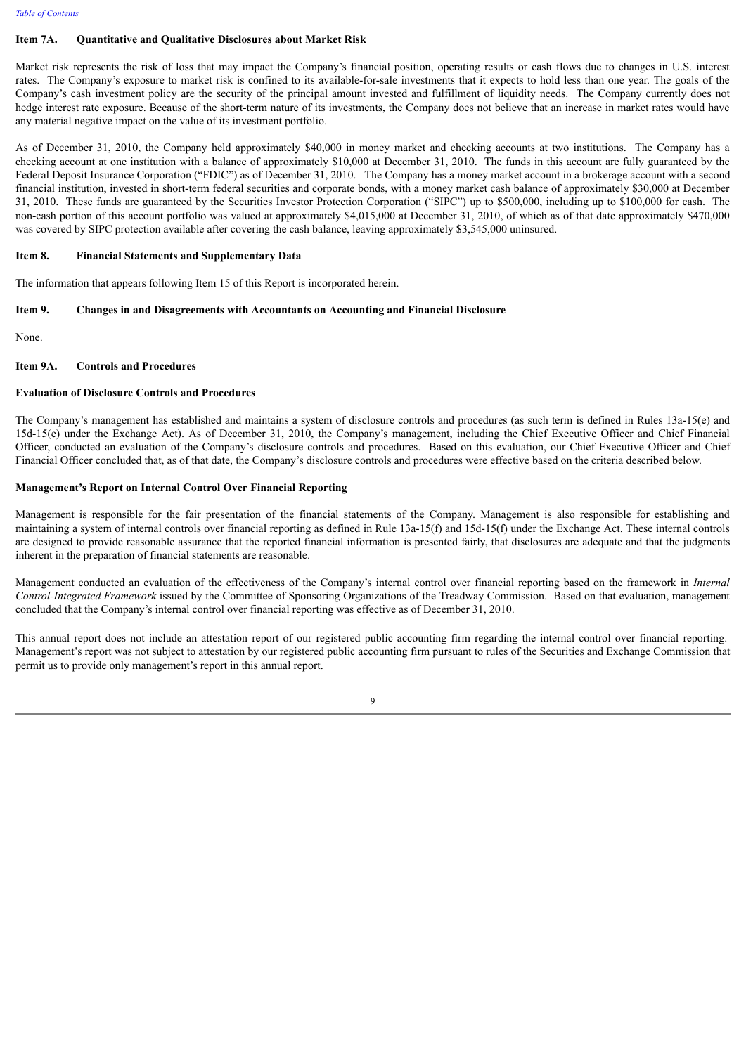## Item 7A. Quantitative and Qualitative Disclosures about Market Risk

Market risk represents the risk of loss that may impact the Company's financial position, operating results or cash flows due to changes in U.S. interest rates. The Company's exposure to market risk is confined to its available-for-sale investments that it expects to hold less than one year. The goals of the Company's cash investment policy are the security of the principal amount invested and fulfillment of liquidity needs. The Company currently does not hedge interest rate exposure. Because of the short-term nature of its investments, the Company does not believe that an increase in market rates would have any material negative impact on the value of its investment portfolio.

As of December 31, 2010, the Company held approximately $40,000 in money market and checking accounts at two institutions. The Company has a checking account at one institution with a balance of approximately $10,000 at December 31, 2010. The funds in this account are fully guaranteed by the Federal Deposit Insurance Corporation ("FDIC") as of December 31, 2010. The Company has a money market account in a brokerage account with a second financial institution, invested in short-term federal securities and corporate bonds, with a money market cash balance of approximately $30,000 at December 31, 2010. These funds are guaranteed by the Securities Investor Protection Corporation ("SIPC") up to $500,000, including up to $100,000 for cash. The non-cash portion of this account portfolio was valued at approximately $4,015,000 at December 31, 2010, of which as of that date approximately $470,000 was covered by SIPC protection available after covering the cash balance, leaving approximately $3,545,000 uninsured.

## Item 8. Financial Statements and Supplementary Data

The information that appears following Item 15 of this Report is incorporated herein.

## Item 9. Changes in and Disagreements with Accountants on Accounting and Financial Disclosure

None.

## Item 9A. Controls and Procedures

### Evaluation of Disclosure Controls and Procedures

The Company's management has established and maintains a system of disclosure controls and procedures (as such term is defined in Rules 13a-15(e) and 15d-15(e) under the Exchange Act). As of December 31, 2010, the Company's management, including the Chief Executive Officer and Chief Financial Officer, conducted an evaluation of the Company's disclosure controls and procedures. Based on this evaluation, our Chief Executive Officer and Chief Financial Officer concluded that, as of that date, the Company's disclosure controls and procedures were effective based on the criteria described below.

### Management's Report on Internal Control Over Financial Reporting

Management is responsible for the fair presentation of the financial statements of the Company. Management is also responsible for establishing and maintaining a system of internal controls over financial reporting as defined in Rule 13a-15(f) and 15d-15(f) under the Exchange Act. These internal controls are designed to provide reasonable assurance that the reported financial information is presented fairly, that disclosures are adequate and that the judgments inherent in the preparation of financial statements are reasonable.

Management conducted an evaluation of the effectiveness of the Company's internal control over financial reporting based on the framework in *Internal Control-Integrated Framework* issued by the Committee of Sponsoring Organizations of the Treadway Commission. Based on that evaluation, management concluded that the Company's internal control over financial reporting was effective as of December 31, 2010.

This annual report does not include an attestation report of our registered public accounting firm regarding the internal control over financial reporting. Management's report was not subject to attestation by our registered public accounting firm pursuant to rules of the Securities and Exchange Commission that permit us to provide only management's report in this annual report.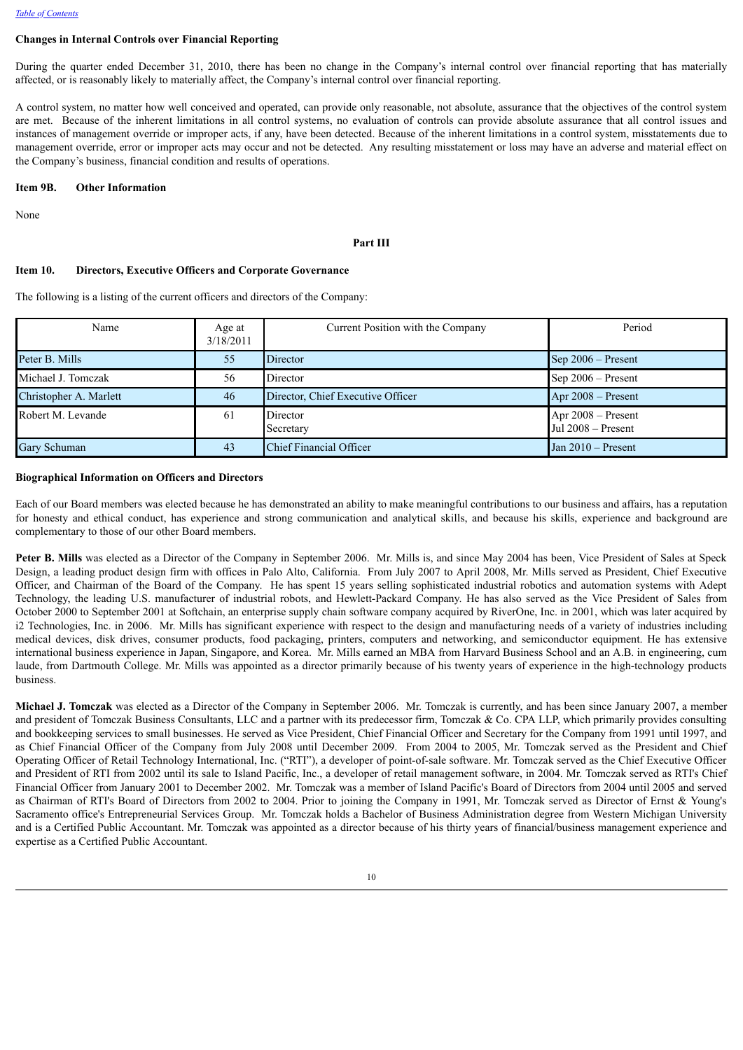### Changes in Internal Controls over Financial Reporting

During the quarter ended December 31, 2010, there has been no change in the Company's internal control over financial reporting that has materially affected, or is reasonably likely to materially affect, the Company's internal control over financial reporting.

A control system, no matter how well conceived and operated, can provide only reasonable, not absolute, assurance that the objectives of the control system are met. Because of the inherent limitations in all control systems, no evaluation of controls can provide absolute assurance that all control issues and instances of management override or improper acts, if any, have been detected. Because of the inherent limitations in a control system, misstatements due to management override, error or improper acts may occur and not be detected. Any resulting misstatement or loss may have an adverse and material effect on the Company's business, financial condition and results of operations.

### Item 9B. Other Information

None

## Part III

### Item 10. Directors, Executive Officers and Corporate Governance

The following is a listing of the current officers and directors of the Company:

| Name | Age at 3/18/2011 | Current Position with the Company | Period |
|---|---|---|---|
| Peter B. Mills | 55 | Director | Sep 2006 – Present |
| Michael J. Tomczak | 56 | Director | Sep 2006 – Present |
| Christopher A. Marlett | 46 | Director, Chief Executive Officer | Apr 2008 – Present |
| Robert M. Levande | 61 | Director<br>Secretary | Apr 2008 – Present<br>Jul 2008 – Present |
| Gary Schuman | 43 | Chief Financial Officer | Jan 2010 – Present |

### Biographical Information on Officers and Directors

Each of our Board members was elected because he has demonstrated an ability to make meaningful contributions to our business and affairs, has a reputation for honesty and ethical conduct, has experience and strong communication and analytical skills, and because his skills, experience and background are complementary to those of our other Board members.

**Peter B. Mills** was elected as a Director of the Company in September 2006. Mr. Mills is, and since May 2004 has been, Vice President of Sales at Speck Design, a leading product design firm with offices in Palo Alto, California. From July 2007 to April 2008, Mr. Mills served as President, Chief Executive Officer, and Chairman of the Board of the Company. He has spent 15 years selling sophisticated industrial robotics and automation systems with Adept Technology, the leading U.S. manufacturer of industrial robots, and Hewlett-Packard Company. He has also served as the Vice President of Sales from October 2000 to September 2001 at Softchain, an enterprise supply chain software company acquired by RiverOne, Inc. in 2001, which was later acquired by i2 Technologies, Inc. in 2006. Mr. Mills has significant experience with respect to the design and manufacturing needs of a variety of industries including medical devices, disk drives, consumer products, food packaging, printers, computers and networking, and semiconductor equipment. He has extensive international business experience in Japan, Singapore, and Korea. Mr. Mills earned an MBA from Harvard Business School and an A.B. in engineering, cum laude, from Dartmouth College. Mr. Mills was appointed as a director primarily because of his twenty years of experience in the high-technology products business.

**Michael J. Tomczak** was elected as a Director of the Company in September 2006. Mr. Tomczak is currently, and has been since January 2007, a member and president of Tomczak Business Consultants, LLC and a partner with its predecessor firm, Tomczak & Co. CPA LLP, which primarily provides consulting and bookkeeping services to small businesses. He served as Vice President, Chief Financial Officer and Secretary for the Company from 1991 until 1997, and as Chief Financial Officer of the Company from July 2008 until December 2009. From 2004 to 2005, Mr. Tomczak served as the President and Chief Operating Officer of Retail Technology International, Inc. ("RTI"), a developer of point-of-sale software. Mr. Tomczak served as the Chief Executive Officer and President of RTI from 2002 until its sale to Island Pacific, Inc., a developer of retail management software, in 2004. Mr. Tomczak served as RTI's Chief Financial Officer from January 2001 to December 2002. Mr. Tomczak was a member of Island Pacific's Board of Directors from 2004 until 2005 and served as Chairman of RTI's Board of Directors from 2002 to 2004. Prior to joining the Company in 1991, Mr. Tomczak served as Director of Ernst & Young's Sacramento office's Entrepreneurial Services Group. Mr. Tomczak holds a Bachelor of Business Administration degree from Western Michigan University and is a Certified Public Accountant. Mr. Tomczak was appointed as a director because of his thirty years of financial/business management experience and expertise as a Certified Public Accountant.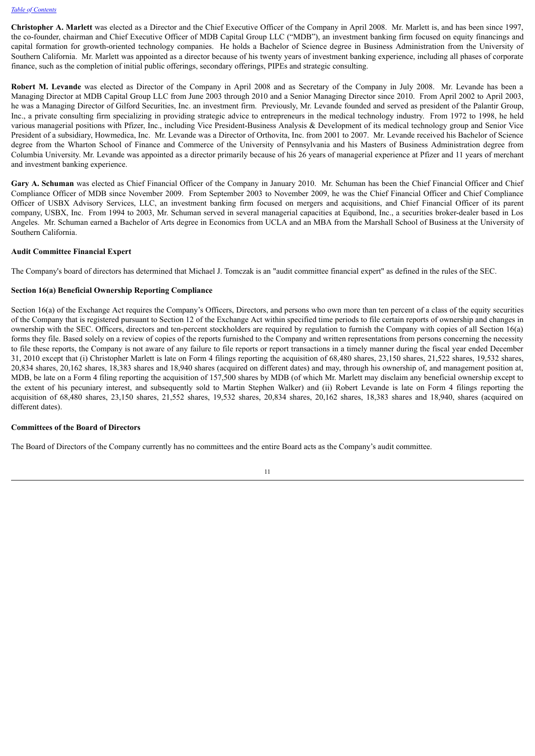**Christopher A. Marlett** was elected as a Director and the Chief Executive Officer of the Company in April 2008. Mr. Marlett is, and has been since 1997, the co-founder, chairman and Chief Executive Officer of MDB Capital Group LLC ("MDB"), an investment banking firm focused on equity financings and capital formation for growth-oriented technology companies. He holds a Bachelor of Science degree in Business Administration from the University of Southern California. Mr. Marlett was appointed as a director because of his twenty years of investment banking experience, including all phases of corporate finance, such as the completion of initial public offerings, secondary offerings, PIPEs and strategic consulting.

**Robert M. Levande** was elected as Director of the Company in April 2008 and as Secretary of the Company in July 2008. Mr. Levande has been a Managing Director at MDB Capital Group LLC from June 2003 through 2010 and a Senior Managing Director since 2010. From April 2002 to April 2003, he was a Managing Director of Gilford Securities, Inc. an investment firm. Previously, Mr. Levande founded and served as president of the Palantir Group, Inc., a private consulting firm specializing in providing strategic advice to entrepreneurs in the medical technology industry. From 1972 to 1998, he held various managerial positions with Pfizer, Inc., including Vice President-Business Analysis & Development of its medical technology group and Senior Vice President of a subsidiary, Howmedica, Inc. Mr. Levande was a Director of Orthovita, Inc. from 2001 to 2007. Mr. Levande received his Bachelor of Science degree from the Wharton School of Finance and Commerce of the University of Pennsylvania and his Masters of Business Administration degree from Columbia University. Mr. Levande was appointed as a director primarily because of his 26 years of managerial experience at Pfizer and 11 years of merchant and investment banking experience.

**Gary A. Schuman** was elected as Chief Financial Officer of the Company in January 2010. Mr. Schuman has been the Chief Financial Officer and Chief Compliance Officer of MDB since November 2009. From September 2003 to November 2009, he was the Chief Financial Officer and Chief Compliance Officer of USBX Advisory Services, LLC, an investment banking firm focused on mergers and acquisitions, and Chief Financial Officer of its parent company, USBX, Inc. From 1994 to 2003, Mr. Schuman served in several managerial capacities at Equibond, Inc., a securities broker-dealer based in Los Angeles. Mr. Schuman earned a Bachelor of Arts degree in Economics from UCLA and an MBA from the Marshall School of Business at the University of Southern California.

### Audit Committee Financial Expert

The Company's board of directors has determined that Michael J. Tomczak is an "audit committee financial expert" as defined in the rules of the SEC.

### Section 16(a) Beneficial Ownership Reporting Compliance

Section 16(a) of the Exchange Act requires the Company's Officers, Directors, and persons who own more than ten percent of a class of the equity securities of the Company that is registered pursuant to Section 12 of the Exchange Act within specified time periods to file certain reports of ownership and changes in ownership with the SEC. Officers, directors and ten-percent stockholders are required by regulation to furnish the Company with copies of all Section 16(a) forms they file. Based solely on a review of copies of the reports furnished to the Company and written representations from persons concerning the necessity to file these reports, the Company is not aware of any failure to file reports or report transactions in a timely manner during the fiscal year ended December 31, 2010 except that (i) Christopher Marlett is late on Form 4 filings reporting the acquisition of 68,480 shares, 23,150 shares, 21,522 shares, 19,532 shares, 20,834 shares, 20,162 shares, 18,383 shares and 18,940 shares (acquired on different dates) and may, through his ownership of, and management position at, MDB, be late on a Form 4 filing reporting the acquisition of 157,500 shares by MDB (of which Mr. Marlett may disclaim any beneficial ownership except to the extent of his pecuniary interest, and subsequently sold to Martin Stephen Walker) and (ii) Robert Levande is late on Form 4 filings reporting the acquisition of 68,480 shares, 23,150 shares, 21,552 shares, 19,532 shares, 20,834 shares, 20,162 shares, 18,383 shares and 18,940, shares (acquired on different dates).

### Committees of the Board of Directors

The Board of Directors of the Company currently has no committees and the entire Board acts as the Company's audit committee.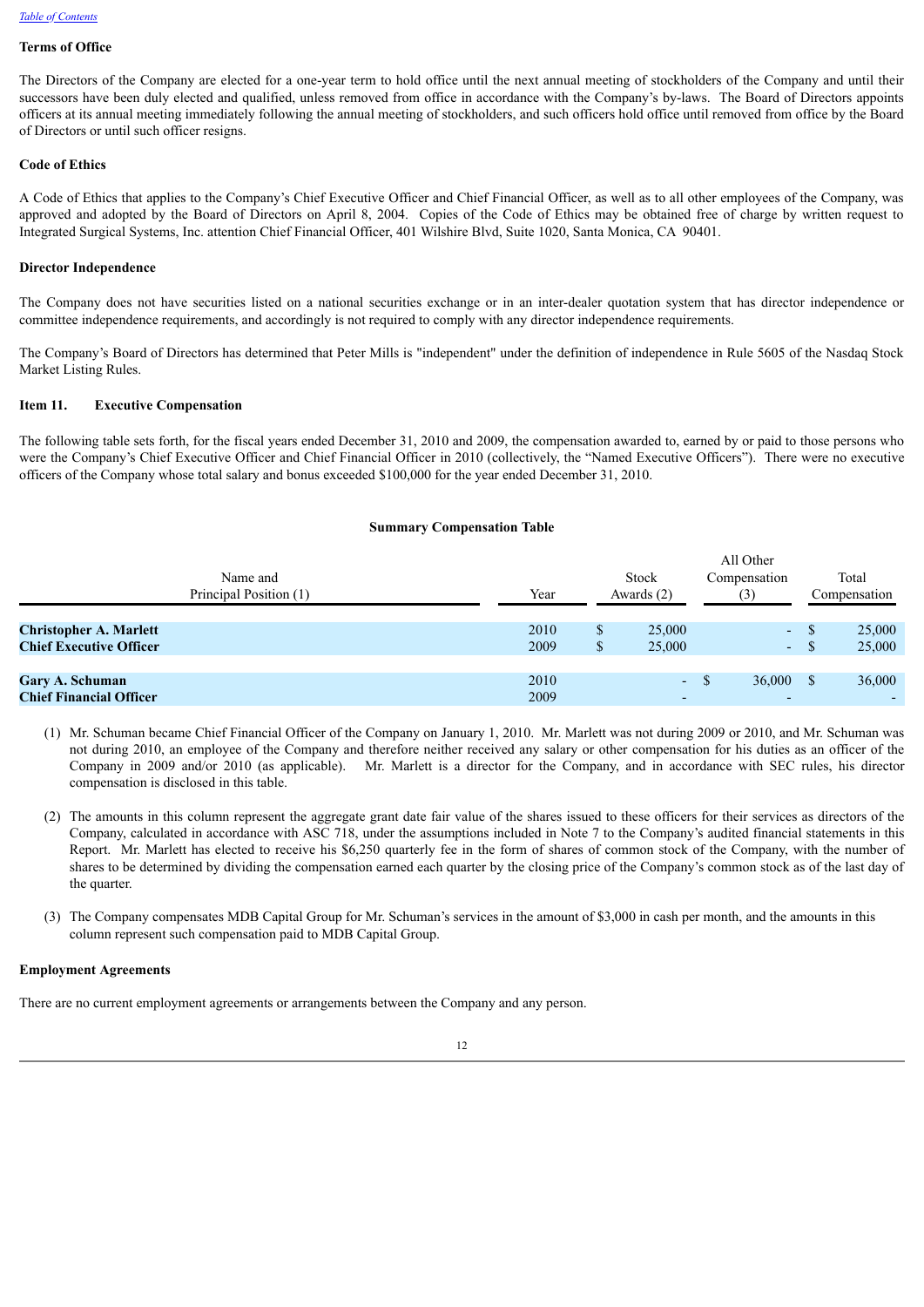### Terms of Office

The Directors of the Company are elected for a one-year term to hold office until the next annual meeting of stockholders of the Company and until their successors have been duly elected and qualified, unless removed from office in accordance with the Company's by-laws. The Board of Directors appoints officers at its annual meeting immediately following the annual meeting of stockholders, and such officers hold office until removed from office by the Board of Directors or until such officer resigns.

### Code of Ethics

A Code of Ethics that applies to the Company's Chief Executive Officer and Chief Financial Officer, as well as to all other employees of the Company, was approved and adopted by the Board of Directors on April 8, 2004. Copies of the Code of Ethics may be obtained free of charge by written request to Integrated Surgical Systems, Inc. attention Chief Financial Officer, 401 Wilshire Blvd, Suite 1020, Santa Monica, CA 90401.

### Director Independence

The Company does not have securities listed on a national securities exchange or in an inter-dealer quotation system that has director independence or committee independence requirements, and accordingly is not required to comply with any director independence requirements.

The Company's Board of Directors has determined that Peter Mills is "independent" under the definition of independence in Rule 5605 of the Nasdaq Stock Market Listing Rules.

## Item 11. Executive Compensation

The following table sets forth, for the fiscal years ended December 31, 2010 and 2009, the compensation awarded to, earned by or paid to those persons who were the Company's Chief Executive Officer and Chief Financial Officer in 2010 (collectively, the "Named Executive Officers"). There were no executive officers of the Company whose total salary and bonus exceeded $100,000 for the year ended December 31, 2010.

**Summary Compensation Table**

| Name and Principal Position (1) | Year | Stock Awards (2) | All Other Compensation (3) | Total Compensation |
|---|---|---|---|---|
| **Christopher A. Marlett** | 2010 | $ 25,000 | - | $ 25,000 |
| **Chief Executive Officer** | 2009 | $ 25,000 | - | $ 25,000 |
| | | | | |
| **Gary A. Schuman** | 2010 | - | $ 36,000 | $ 36,000 |
| **Chief Financial Officer** | 2009 | - | - | - |

(1) Mr. Schuman became Chief Financial Officer of the Company on January 1, 2010. Mr. Marlett was not during 2009 or 2010, and Mr. Schuman was not during 2010, an employee of the Company and therefore neither received any salary or other compensation for his duties as an officer of the Company in 2009 and/or 2010 (as applicable). Mr. Marlett is a director for the Company, and in accordance with SEC rules, his director compensation is disclosed in this table.

(2) The amounts in this column represent the aggregate grant date fair value of the shares issued to these officers for their services as directors of the Company, calculated in accordance with ASC 718, under the assumptions included in Note 7 to the Company's audited financial statements in this Report. Mr. Marlett has elected to receive his $6,250 quarterly fee in the form of shares of common stock of the Company, with the number of shares to be determined by dividing the compensation earned each quarter by the closing price of the Company's common stock as of the last day of the quarter.

(3) The Company compensates MDB Capital Group for Mr. Schuman's services in the amount of $3,000 in cash per month, and the amounts in this column represent such compensation paid to MDB Capital Group.

### Employment Agreements

There are no current employment agreements or arrangements between the Company and any person.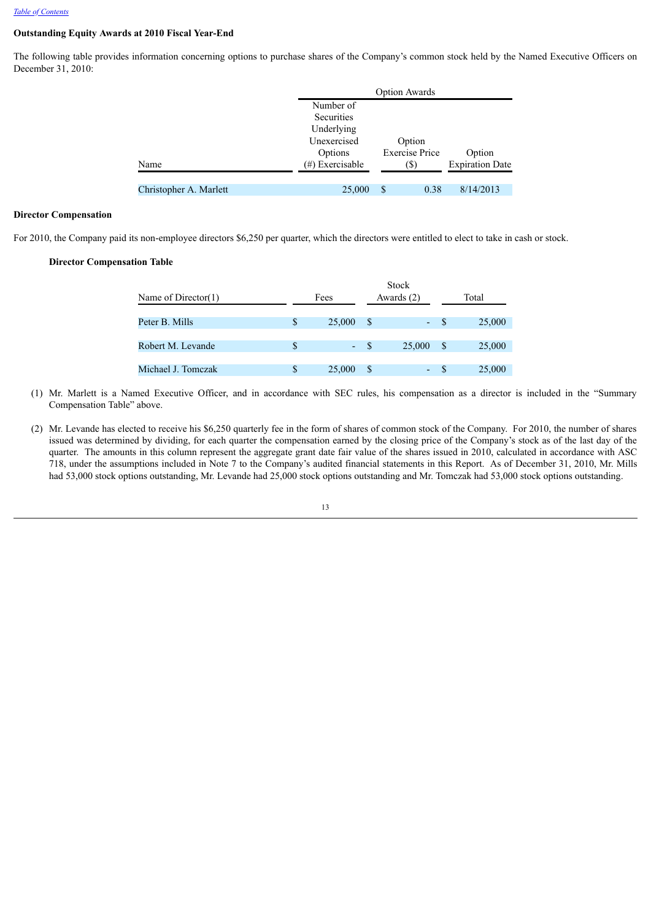[Table of Contents](#)

**Outstanding Equity Awards at 2010 Fiscal Year-End**

The following table provides information concerning options to purchase shares of the Company's common stock held by the Named Executive Officers on December 31, 2010:

| | Option Awards | | |
|---|---|---|---|
| Name | Number of Securities Underlying Unexercised Options (#) Exercisable | Option Exercise Price ($) | Option Expiration Date |
| Christopher A. Marlett | 25,000 | $ 0.38 | 8/14/2013 |

**Director Compensation**

For 2010, the Company paid its non-employee directors $6,250 per quarter, which the directors were entitled to elect to take in cash or stock.

**Director Compensation Table**

| Name of Director(1) | Fees | Stock Awards (2) | Total |
|---|---|---|---|
| Peter B. Mills | $ 25,000 | $ - | $ 25,000 |
| Robert M. Levande | $ - | $ 25,000 | $ 25,000 |
| Michael J. Tomczak | $ 25,000 | $ - | $ 25,000 |

(1) Mr. Marlett is a Named Executive Officer, and in accordance with SEC rules, his compensation as a director is included in the "Summary Compensation Table" above.

(2) Mr. Levande has elected to receive his $6,250 quarterly fee in the form of shares of common stock of the Company. For 2010, the number of shares issued was determined by dividing, for each quarter the compensation earned by the closing price of the Company's stock as of the last day of the quarter. The amounts in this column represent the aggregate grant date fair value of the shares issued in 2010, calculated in accordance with ASC 718, under the assumptions included in Note 7 to the Company's audited financial statements in this Report. As of December 31, 2010, Mr. Mills had 53,000 stock options outstanding, Mr. Levande had 25,000 stock options outstanding and Mr. Tomczak had 53,000 stock options outstanding.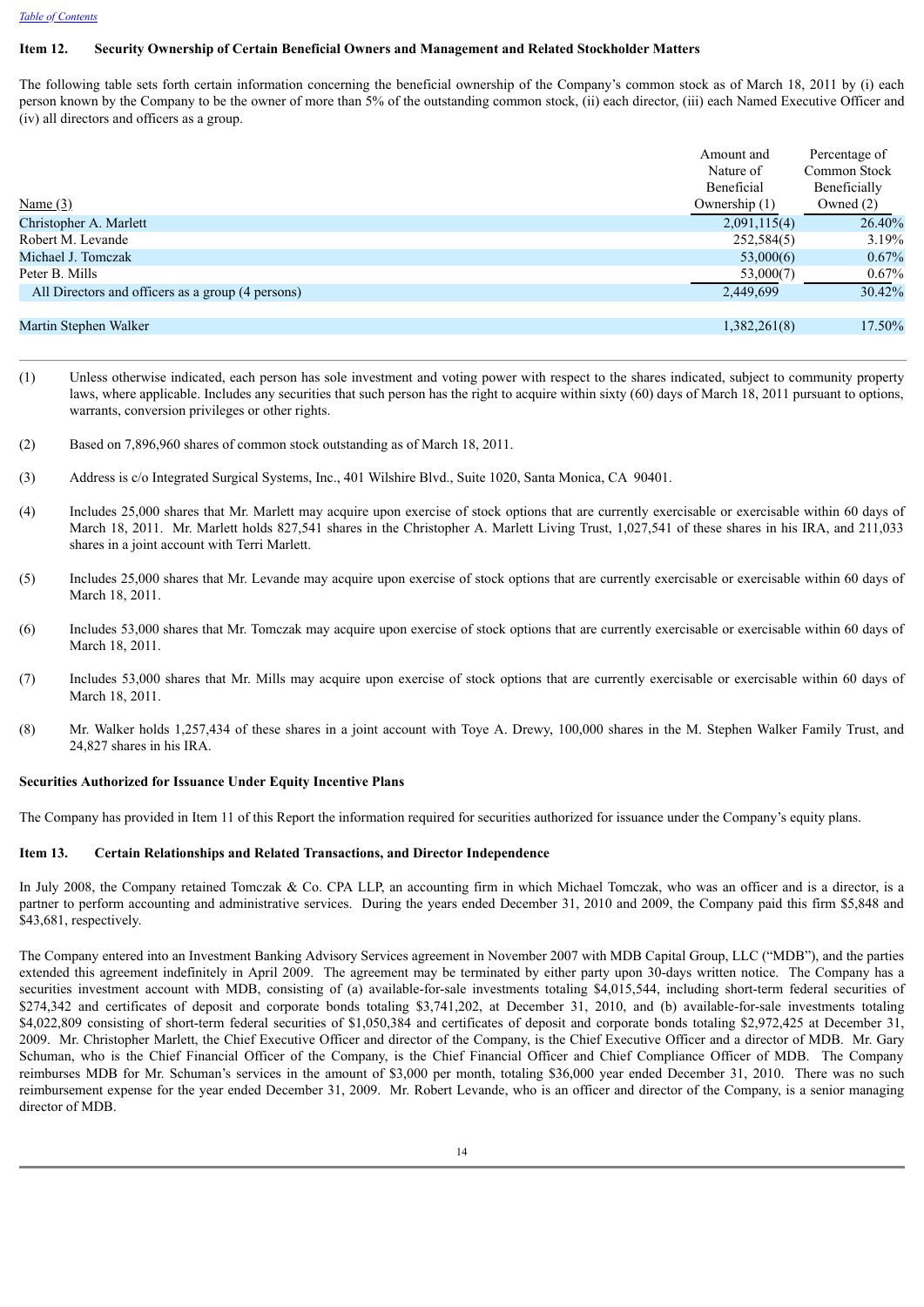## Item 12. Security Ownership of Certain Beneficial Owners and Management and Related Stockholder Matters

The following table sets forth certain information concerning the beneficial ownership of the Company's common stock as of March 18, 2011 by (i) each person known by the Company to be the owner of more than 5% of the outstanding common stock, (ii) each director, (iii) each Named Executive Officer and (iv) all directors and officers as a group.

| Name (3) | Amount and Nature of Beneficial Ownership (1) | Percentage of Common Stock Beneficially Owned (2) |
|---|---|---|
| Christopher A. Marlett | 2,091,115(4) | 26.40% |
| Robert M. Levande | 252,584(5) | 3.19% |
| Michael J. Tomczak | 53,000(6) | 0.67% |
| Peter B. Mills | 53,000(7) | 0.67% |
| All Directors and officers as a group (4 persons) | 2,449,699 | 30.42% |
| Martin Stephen Walker | 1,382,261(8) | 17.50% |

(1) Unless otherwise indicated, each person has sole investment and voting power with respect to the shares indicated, subject to community property laws, where applicable. Includes any securities that such person has the right to acquire within sixty (60) days of March 18, 2011 pursuant to options, warrants, conversion privileges or other rights.

(2) Based on 7,896,960 shares of common stock outstanding as of March 18, 2011.

(3) Address is c/o Integrated Surgical Systems, Inc., 401 Wilshire Blvd., Suite 1020, Santa Monica, CA 90401.

(4) Includes 25,000 shares that Mr. Marlett may acquire upon exercise of stock options that are currently exercisable or exercisable within 60 days of March 18, 2011. Mr. Marlett holds 827,541 shares in the Christopher A. Marlett Living Trust, 1,027,541 of these shares in his IRA, and 211,033 shares in a joint account with Terri Marlett.

(5) Includes 25,000 shares that Mr. Levande may acquire upon exercise of stock options that are currently exercisable or exercisable within 60 days of March 18, 2011.

(6) Includes 53,000 shares that Mr. Tomczak may acquire upon exercise of stock options that are currently exercisable or exercisable within 60 days of March 18, 2011.

(7) Includes 53,000 shares that Mr. Mills may acquire upon exercise of stock options that are currently exercisable or exercisable within 60 days of March 18, 2011.

(8) Mr. Walker holds 1,257,434 of these shares in a joint account with Toye A. Drewy, 100,000 shares in the M. Stephen Walker Family Trust, and 24,827 shares in his IRA.

### Securities Authorized for Issuance Under Equity Incentive Plans

The Company has provided in Item 11 of this Report the information required for securities authorized for issuance under the Company's equity plans.

## Item 13. Certain Relationships and Related Transactions, and Director Independence

In July 2008, the Company retained Tomczak & Co. CPA LLP, an accounting firm in which Michael Tomczak, who was an officer and is a director, is a partner to perform accounting and administrative services. During the years ended December 31, 2010 and 2009, the Company paid this firm $5,848 and $43,681, respectively.

The Company entered into an Investment Banking Advisory Services agreement in November 2007 with MDB Capital Group, LLC ("MDB"), and the parties extended this agreement indefinitely in April 2009. The agreement may be terminated by either party upon 30-days written notice. The Company has a securities investment account with MDB, consisting of (a) available-for-sale investments totaling $4,015,544, including short-term federal securities of $274,342 and certificates of deposit and corporate bonds totaling $3,741,202, at December 31, 2010, and (b) available-for-sale investments totaling $4,022,809 consisting of short-term federal securities of $1,050,384 and certificates of deposit and corporate bonds totaling $2,972,425 at December 31, 2009. Mr. Christopher Marlett, the Chief Executive Officer and director of the Company, is the Chief Executive Officer and a director of MDB. Mr. Gary Schuman, who is the Chief Financial Officer of the Company, is the Chief Financial Officer and Chief Compliance Officer of MDB. The Company reimburses MDB for Mr. Schuman's services in the amount of $3,000 per month, totaling $36,000 year ended December 31, 2010. There was no such reimbursement expense for the year ended December 31, 2009. Mr. Robert Levande, who is an officer and director of the Company, is a senior managing director of MDB.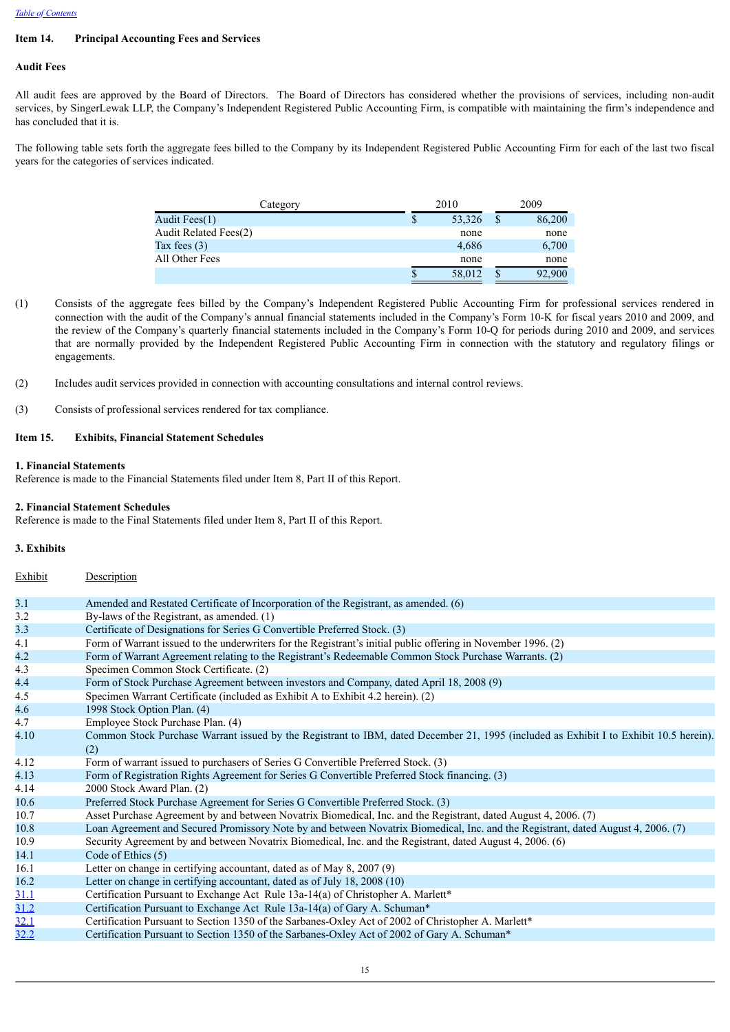## Item 14. Principal Accounting Fees and Services

### Audit Fees

All audit fees are approved by the Board of Directors. The Board of Directors has considered whether the provisions of services, including non-audit services, by SingerLewak LLP, the Company's Independent Registered Public Accounting Firm, is compatible with maintaining the firm's independence and has concluded that it is.

The following table sets forth the aggregate fees billed to the Company by its Independent Registered Public Accounting Firm for each of the last two fiscal years for the categories of services indicated.

| Category | 2010 | 2009 |
|---|---|---|
| Audit Fees(1) | $ 53,326 | $ 86,200 |
| Audit Related Fees(2) | none | none |
| Tax fees (3) | 4,686 | 6,700 |
| All Other Fees | none | none |
| | $ 58,012 | $ 92,900 |

(1) Consists of the aggregate fees billed by the Company's Independent Registered Public Accounting Firm for professional services rendered in connection with the audit of the Company's annual financial statements included in the Company's Form 10-K for fiscal years 2010 and 2009, and the review of the Company's quarterly financial statements included in the Company's Form 10-Q for periods during 2010 and 2009, and services that are normally provided by the Independent Registered Public Accounting Firm in connection with the statutory and regulatory filings or engagements.

(2) Includes audit services provided in connection with accounting consultations and internal control reviews.

(3) Consists of professional services rendered for tax compliance.

## Item 15. Exhibits, Financial Statement Schedules

**1. Financial Statements**
Reference is made to the Financial Statements filed under Item 8, Part II of this Report.

**2. Financial Statement Schedules**
Reference is made to the Final Statements filed under Item 8, Part II of this Report.

**3. Exhibits**

| Exhibit | Description |
|---|---|
| 3.1 | Amended and Restated Certificate of Incorporation of the Registrant, as amended. (6) |
| 3.2 | By-laws of the Registrant, as amended. (1) |
| 3.3 | Certificate of Designations for Series G Convertible Preferred Stock. (3) |
| 4.1 | Form of Warrant issued to the underwriters for the Registrant's initial public offering in November 1996. (2) |
| 4.2 | Form of Warrant Agreement relating to the Registrant's Redeemable Common Stock Purchase Warrants. (2) |
| 4.3 | Specimen Common Stock Certificate. (2) |
| 4.4 | Form of Stock Purchase Agreement between investors and Company, dated April 18, 2008 (9) |
| 4.5 | Specimen Warrant Certificate (included as Exhibit A to Exhibit 4.2 herein). (2) |
| 4.6 | 1998 Stock Option Plan. (4) |
| 4.7 | Employee Stock Purchase Plan. (4) |
| 4.10 | Common Stock Purchase Warrant issued by the Registrant to IBM, dated December 21, 1995 (included as Exhibit I to Exhibit 10.5 herein). (2) |
| 4.12 | Form of warrant issued to purchasers of Series G Convertible Preferred Stock. (3) |
| 4.13 | Form of Registration Rights Agreement for Series G Convertible Preferred Stock financing. (3) |
| 4.14 | 2000 Stock Award Plan. (2) |
| 10.6 | Preferred Stock Purchase Agreement for Series G Convertible Preferred Stock. (3) |
| 10.7 | Asset Purchase Agreement by and between Novatrix Biomedical, Inc. and the Registrant, dated August 4, 2006. (7) |
| 10.8 | Loan Agreement and Secured Promissory Note by and between Novatrix Biomedical, Inc. and the Registrant, dated August 4, 2006. (7) |
| 10.9 | Security Agreement by and between Novatrix Biomedical, Inc. and the Registrant, dated August 4, 2006. (6) |
| 14.1 | Code of Ethics (5) |
| 16.1 | Letter on change in certifying accountant, dated as of May 8, 2007 (9) |
| 16.2 | Letter on change in certifying accountant, dated as of July 18, 2008 (10) |
| 31.1 | Certification Pursuant to Exchange Act Rule 13a-14(a) of Christopher A. Marlett* |
| 31.2 | Certification Pursuant to Exchange Act Rule 13a-14(a) of Gary A. Schuman* |
| 32.1 | Certification Pursuant to Section 1350 of the Sarbanes-Oxley Act of 2002 of Christopher A. Marlett* |
| 32.2 | Certification Pursuant to Section 1350 of the Sarbanes-Oxley Act of 2002 of Gary A. Schuman* |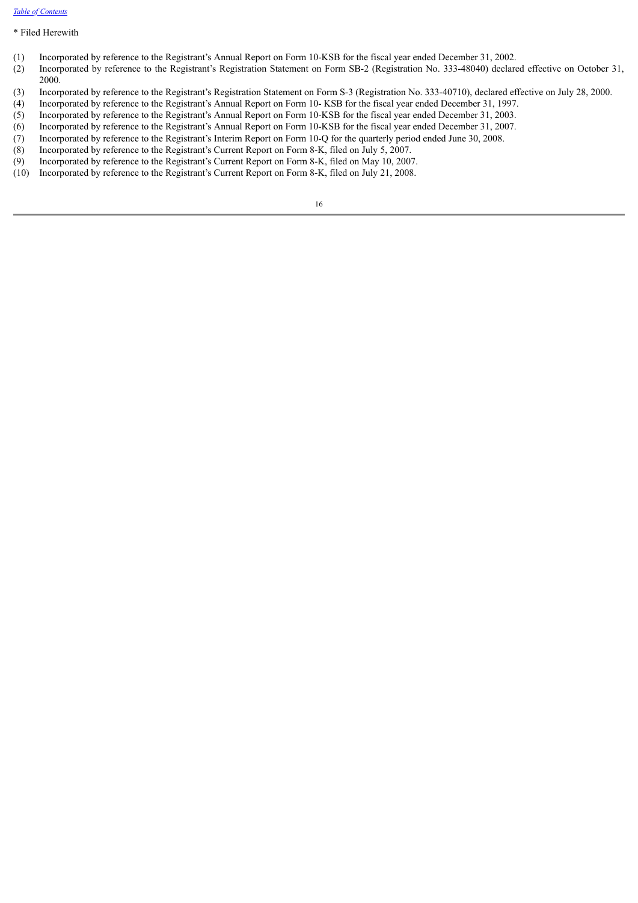* Filed Herewith

(1) Incorporated by reference to the Registrant's Annual Report on Form 10-KSB for the fiscal year ended December 31, 2002.

(2) Incorporated by reference to the Registrant's Registration Statement on Form SB-2 (Registration No. 333-48040) declared effective on October 31, 2000.

(3) Incorporated by reference to the Registrant's Registration Statement on Form S-3 (Registration No. 333-40710), declared effective on July 28, 2000.

(4) Incorporated by reference to the Registrant's Annual Report on Form 10- KSB for the fiscal year ended December 31, 1997.

(5) Incorporated by reference to the Registrant's Annual Report on Form 10-KSB for the fiscal year ended December 31, 2003.

(6) Incorporated by reference to the Registrant's Annual Report on Form 10-KSB for the fiscal year ended December 31, 2007.

(7) Incorporated by reference to the Registrant's Interim Report on Form 10-Q for the quarterly period ended June 30, 2008.

(8) Incorporated by reference to the Registrant's Current Report on Form 8-K, filed on July 5, 2007.

(9) Incorporated by reference to the Registrant's Current Report on Form 8-K, filed on May 10, 2007.

(10) Incorporated by reference to the Registrant's Current Report on Form 8-K, filed on July 21, 2008.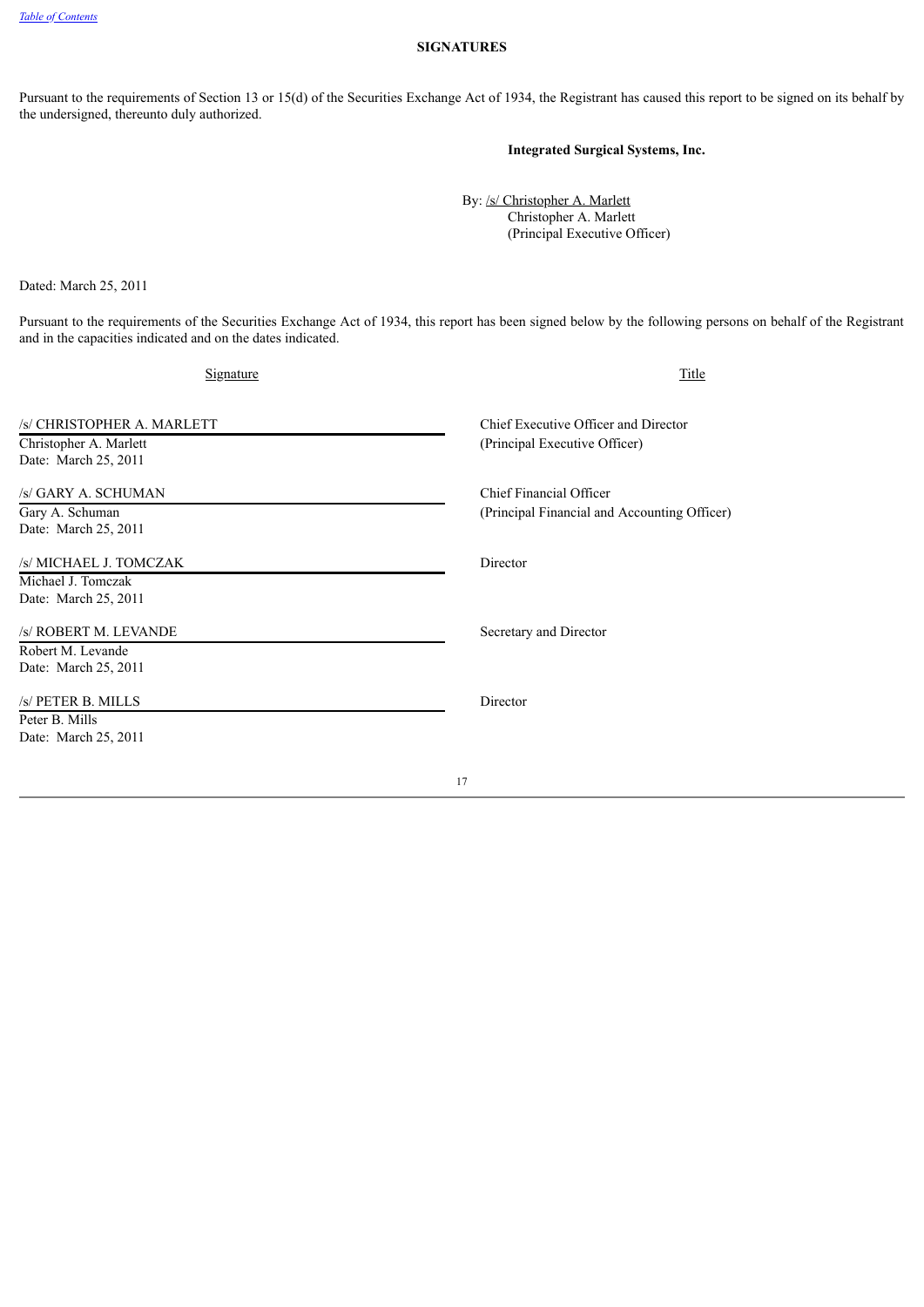[Table of Contents](#)

## SIGNATURES

Pursuant to the requirements of Section 13 or 15(d) of the Securities Exchange Act of 1934, the Registrant has caused this report to be signed on its behalf by the undersigned, thereunto duly authorized.

**Integrated Surgical Systems, Inc.**

By: /s/ Christopher A. Marlett
Christopher A. Marlett
(Principal Executive Officer)

Dated: March 25, 2011

Pursuant to the requirements of the Securities Exchange Act of 1934, this report has been signed below by the following persons on behalf of the Registrant and in the capacities indicated and on the dates indicated.

| Signature | Title |
| --- | --- |
| /s/ CHRISTOPHER A. MARLETT<br>Christopher A. Marlett<br>Date: March 25, 2011 | Chief Executive Officer and Director<br>(Principal Executive Officer) |
| /s/ GARY A. SCHUMAN<br>Gary A. Schuman<br>Date: March 25, 2011 | Chief Financial Officer<br>(Principal Financial and Accounting Officer) |
| /s/ MICHAEL J. TOMCZAK<br>Michael J. Tomczak<br>Date: March 25, 2011 | Director |
| /s/ ROBERT M. LEVANDE<br>Robert M. Levande<br>Date: March 25, 2011 | Secretary and Director |
| /s/ PETER B. MILLS<br>Peter B. Mills<br>Date: March 25, 2011 | Director |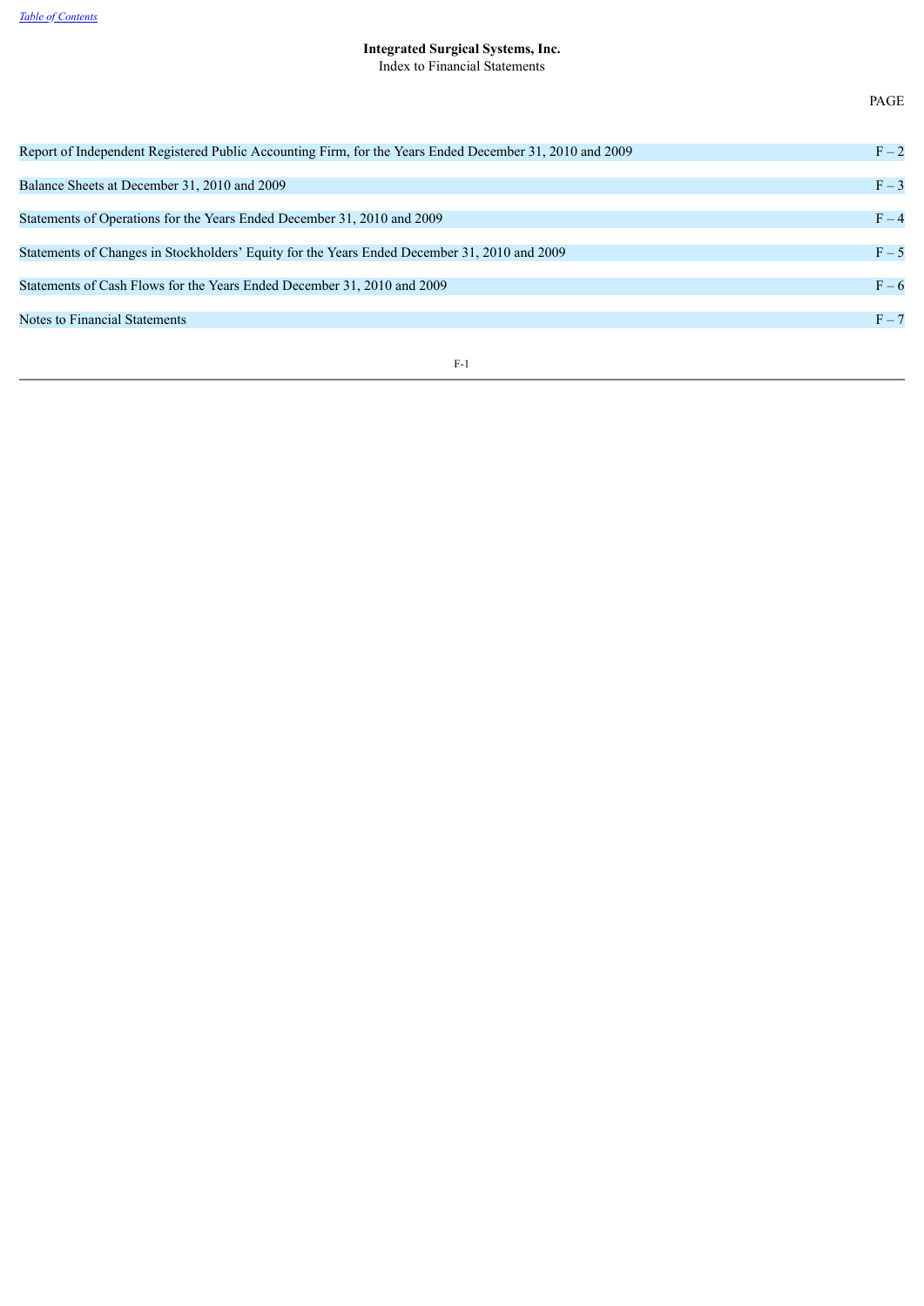**Integrated Surgical Systems, Inc.**
Index to Financial Statements

| | PAGE |
|---|---|
| Report of Independent Registered Public Accounting Firm, for the Years Ended December 31, 2010 and 2009 | F – 2 |
| Balance Sheets at December 31, 2010 and 2009 | F – 3 |
| Statements of Operations for the Years Ended December 31, 2010 and 2009 | F – 4 |
| Statements of Changes in Stockholders' Equity for the Years Ended December 31, 2010 and 2009 | F – 5 |
| Statements of Cash Flows for the Years Ended December 31, 2010 and 2009 | F – 6 |
| Notes to Financial Statements | F – 7 |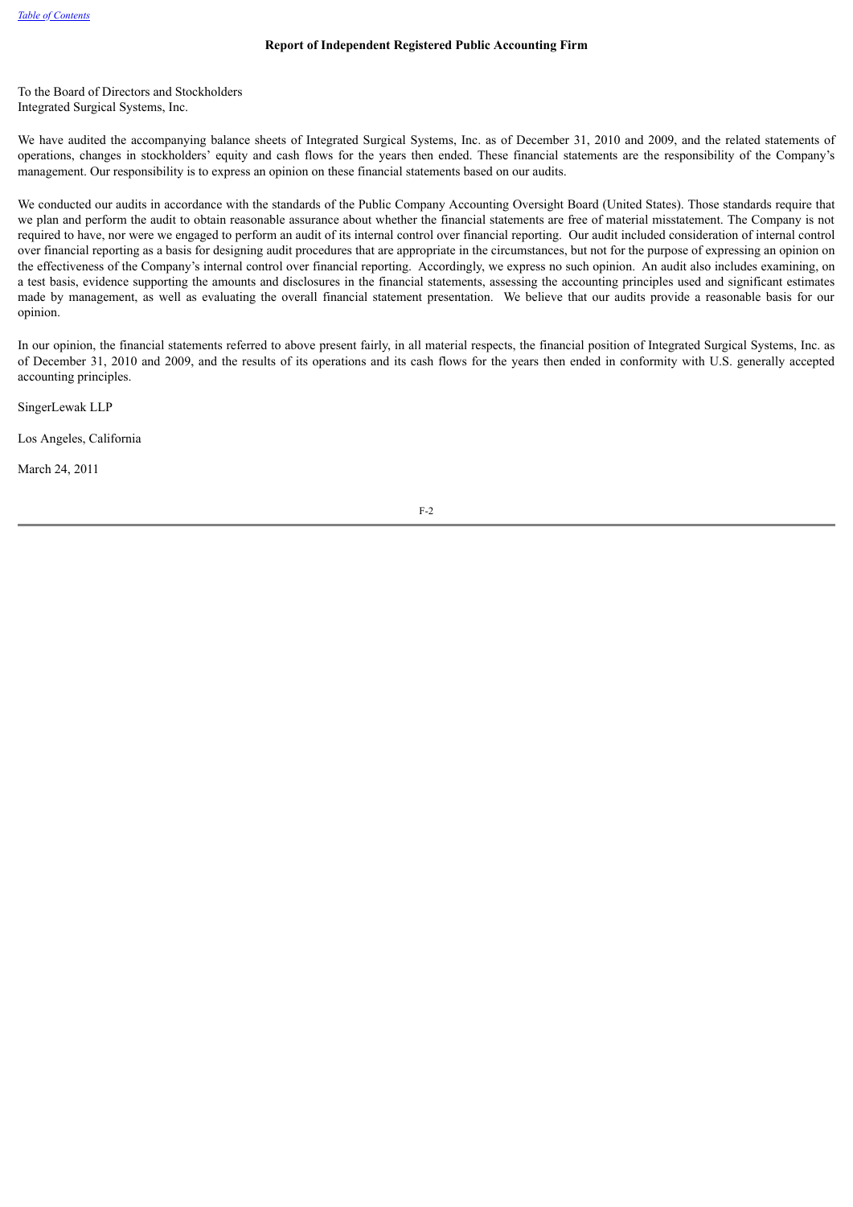## Report of Independent Registered Public Accounting Firm

To the Board of Directors and Stockholders
Integrated Surgical Systems, Inc.

We have audited the accompanying balance sheets of Integrated Surgical Systems, Inc. as of December 31, 2010 and 2009, and the related statements of operations, changes in stockholders' equity and cash flows for the years then ended. These financial statements are the responsibility of the Company's management. Our responsibility is to express an opinion on these financial statements based on our audits.

We conducted our audits in accordance with the standards of the Public Company Accounting Oversight Board (United States). Those standards require that we plan and perform the audit to obtain reasonable assurance about whether the financial statements are free of material misstatement. The Company is not required to have, nor were we engaged to perform an audit of its internal control over financial reporting. Our audit included consideration of internal control over financial reporting as a basis for designing audit procedures that are appropriate in the circumstances, but not for the purpose of expressing an opinion on the effectiveness of the Company's internal control over financial reporting. Accordingly, we express no such opinion. An audit also includes examining, on a test basis, evidence supporting the amounts and disclosures in the financial statements, assessing the accounting principles used and significant estimates made by management, as well as evaluating the overall financial statement presentation. We believe that our audits provide a reasonable basis for our opinion.

In our opinion, the financial statements referred to above present fairly, in all material respects, the financial position of Integrated Surgical Systems, Inc. as of December 31, 2010 and 2009, and the results of its operations and its cash flows for the years then ended in conformity with U.S. generally accepted accounting principles.

SingerLewak LLP

Los Angeles, California

March 24, 2011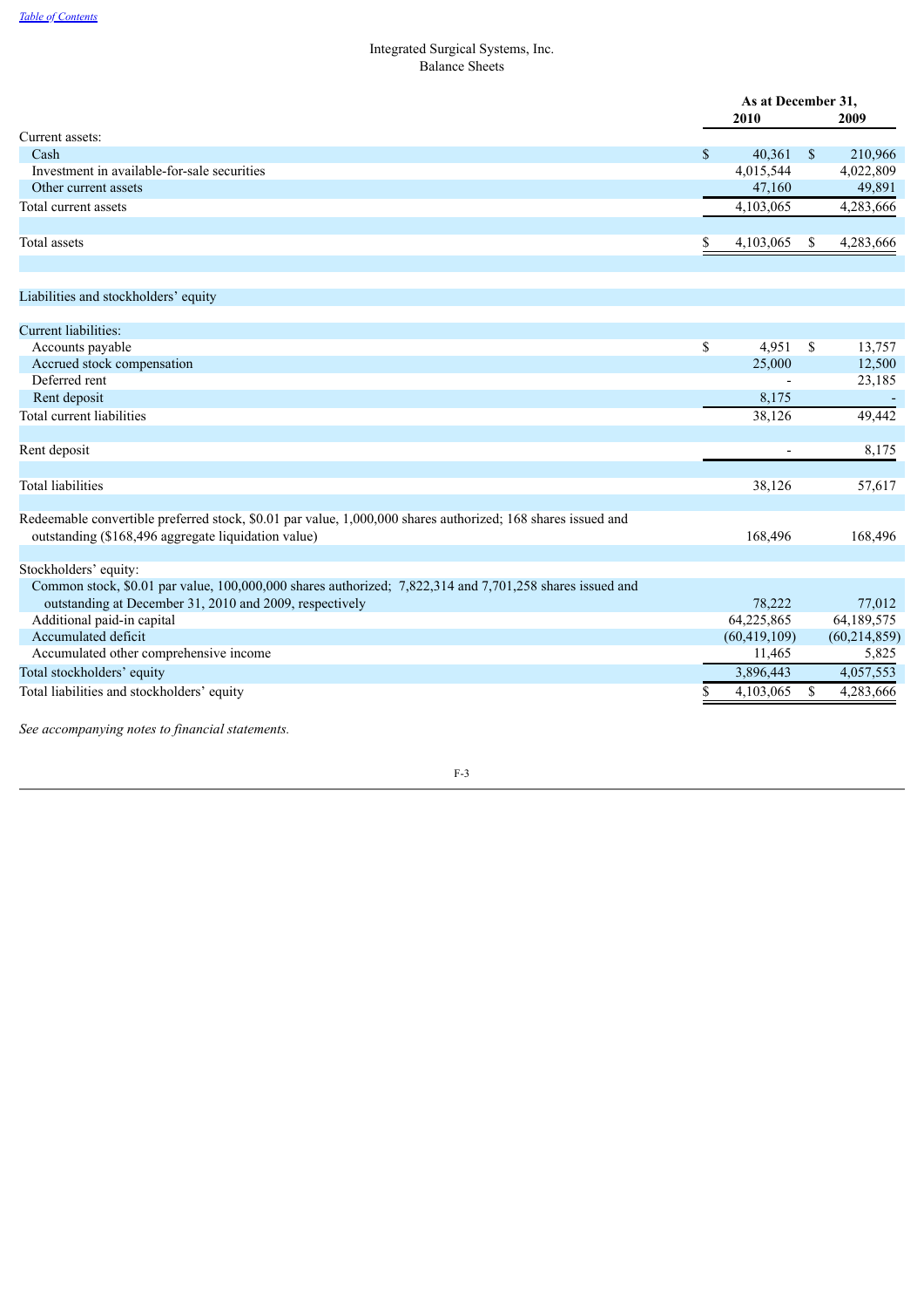[Table of Contents](#)

Integrated Surgical Systems, Inc.
Balance Sheets

| | As at December 31, 2010 | As at December 31, 2009 |
|---|---|---|
| Current assets: | | |
| Cash | $ 40,361 | $ 210,966 |
| Investment in available-for-sale securities | 4,015,544 | 4,022,809 |
| Other current assets | 47,160 | 49,891 |
| Total current assets | 4,103,065 | 4,283,666 |
| | | |
| Total assets | $ 4,103,065 | $ 4,283,666 |
| | | |
| Liabilities and stockholders' equity | | |
| | | |
| Current liabilities: | | |
| Accounts payable | $ 4,951 | $ 13,757 |
| Accrued stock compensation | 25,000 | 12,500 |
| Deferred rent | - | 23,185 |
| Rent deposit | 8,175 | - |
| Total current liabilities | 38,126 | 49,442 |
| | | |
| Rent deposit | - | 8,175 |
| | | |
| Total liabilities | 38,126 | 57,617 |
| | | |
| Redeemable convertible preferred stock, $0.01 par value, 1,000,000 shares authorized; 168 shares issued and outstanding ($168,496 aggregate liquidation value) | 168,496 | 168,496 |
| | | |
| Stockholders' equity: | | |
| Common stock, $0.01 par value, 100,000,000 shares authorized; 7,822,314 and 7,701,258 shares issued and outstanding at December 31, 2010 and 2009, respectively | 78,222 | 77,012 |
| Additional paid-in capital | 64,225,865 | 64,189,575 |
| Accumulated deficit | (60,419,109) | (60,214,859) |
| Accumulated other comprehensive income | 11,465 | 5,825 |
| Total stockholders' equity | 3,896,443 | 4,057,553 |
| Total liabilities and stockholders' equity | $ 4,103,065 | $ 4,283,666 |

*See accompanying notes to financial statements.*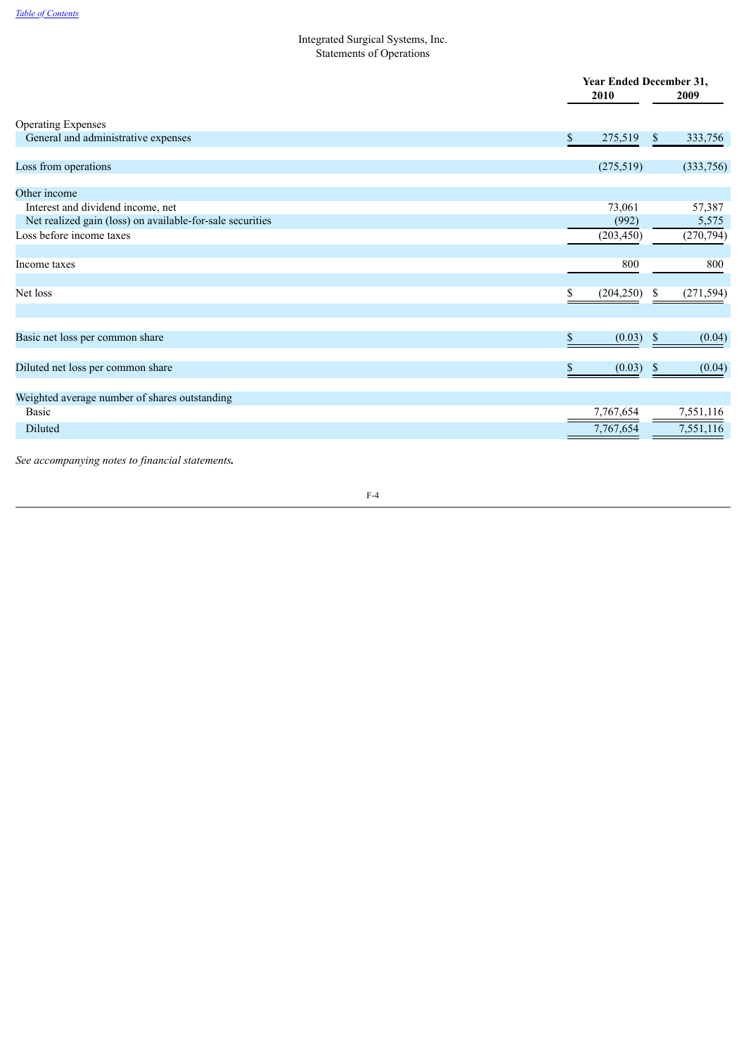Integrated Surgical Systems, Inc.
Statements of Operations

| | Year Ended December 31, 2010 | Year Ended December 31, 2009 |
|---|---|---|
| Operating Expenses | | |
| General and administrative expenses | $ 275,519 | $ 333,756 |
| Loss from operations | (275,519) | (333,756) |
| Other income | | |
| Interest and dividend income, net | 73,061 | 57,387 |
| Net realized gain (loss) on available-for-sale securities | (992) | 5,575 |
| Loss before income taxes | (203,450) | (270,794) |
| Income taxes | 800 | 800 |
| Net loss | $ (204,250) | $ (271,594) |
| Basic net loss per common share | $ (0.03) | $ (0.04) |
| Diluted net loss per common share | $ (0.03) | $ (0.04) |
| Weighted average number of shares outstanding | | |
| Basic | 7,767,654 | 7,551,116 |
| Diluted | 7,767,654 | 7,551,116 |

*See accompanying notes to financial statements.*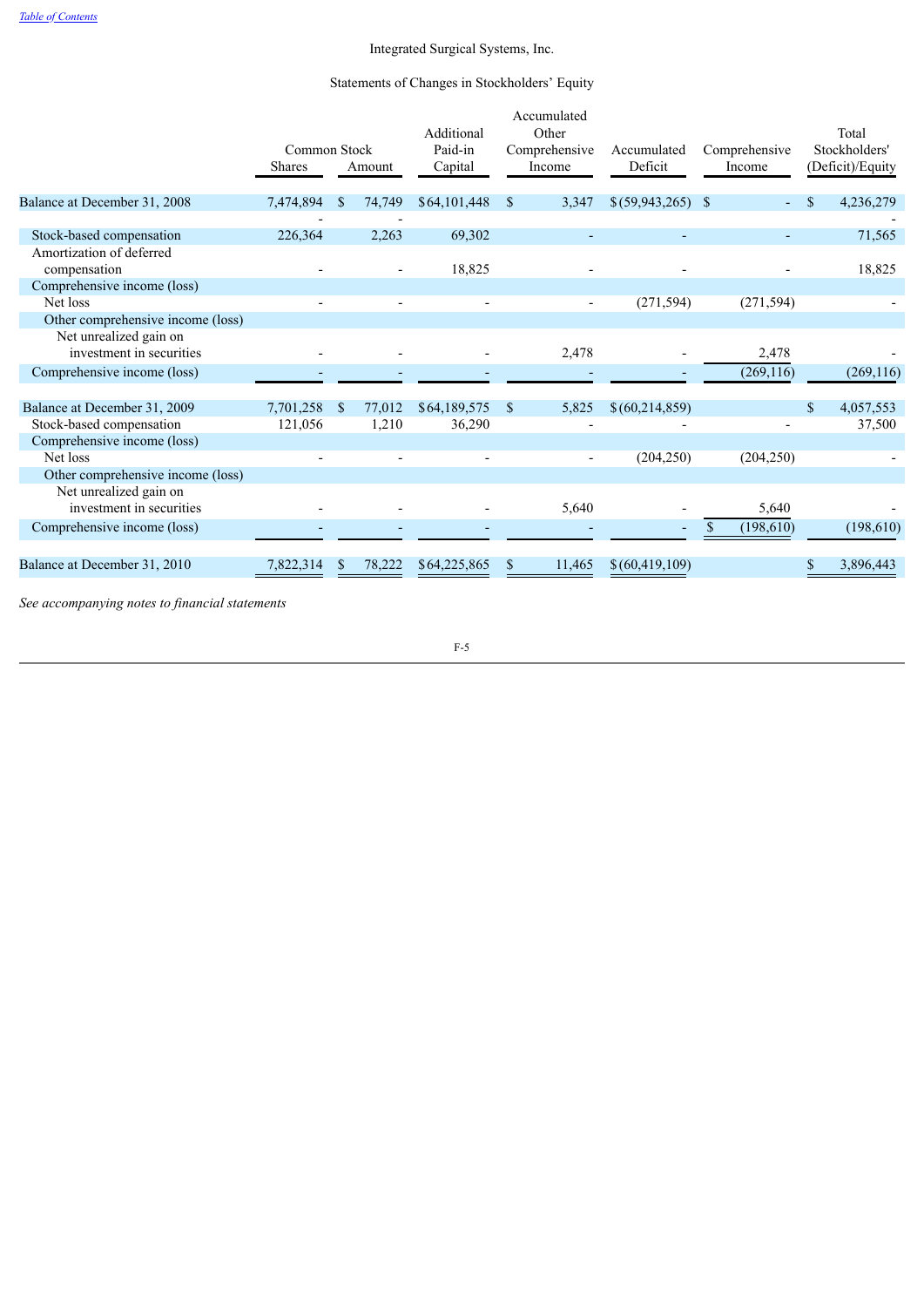Integrated Surgical Systems, Inc.

Statements of Changes in Stockholders' Equity

| | Common Stock Shares | Common Stock Amount | Additional Paid-in Capital | Accumulated Other Comprehensive Income | Accumulated Deficit | Comprehensive Income | Total Stockholders' (Deficit)/Equity |
|---|---|---|---|---|---|---|---|
| Balance at December 31, 2008 | 7,474,894 | $ 74,749 | $64,101,448 | $ 3,347 | $(59,943,265) | $ - | $ 4,236,279 |
| | - | - | | | | | - |
| Stock-based compensation | 226,364 | 2,263 | 69,302 | - | - | - | 71,565 |
| Amortization of deferred compensation | - | - | 18,825 | - | - | - | 18,825 |
| Comprehensive income (loss) | | | | | | | |
| Net loss | - | - | - | - | (271,594) | (271,594) | - |
| Other comprehensive income (loss) | | | | | | | |
| Net unrealized gain on investment in securities | - | - | - | 2,478 | - | 2,478 | - |
| Comprehensive income (loss) | - | - | - | - | - | (269,116) | (269,116) |
| Balance at December 31, 2009 | 7,701,258 | $ 77,012 | $64,189,575 | $ 5,825 | $(60,214,859) | | $ 4,057,553 |
| Stock-based compensation | 121,056 | 1,210 | 36,290 | - | - | - | 37,500 |
| Comprehensive income (loss) | | | | | | | |
| Net loss | - | - | - | - | (204,250) | (204,250) | - |
| Other comprehensive income (loss) | | | | | | | |
| Net unrealized gain on investment in securities | - | - | - | 5,640 | - | 5,640 | - |
| Comprehensive income (loss) | - | - | - | - | - | $ (198,610) | (198,610) |
| Balance at December 31, 2010 | 7,822,314 | $ 78,222 | $64,225,865 | $ 11,465 | $(60,419,109) | | $ 3,896,443 |

*See accompanying notes to financial statements*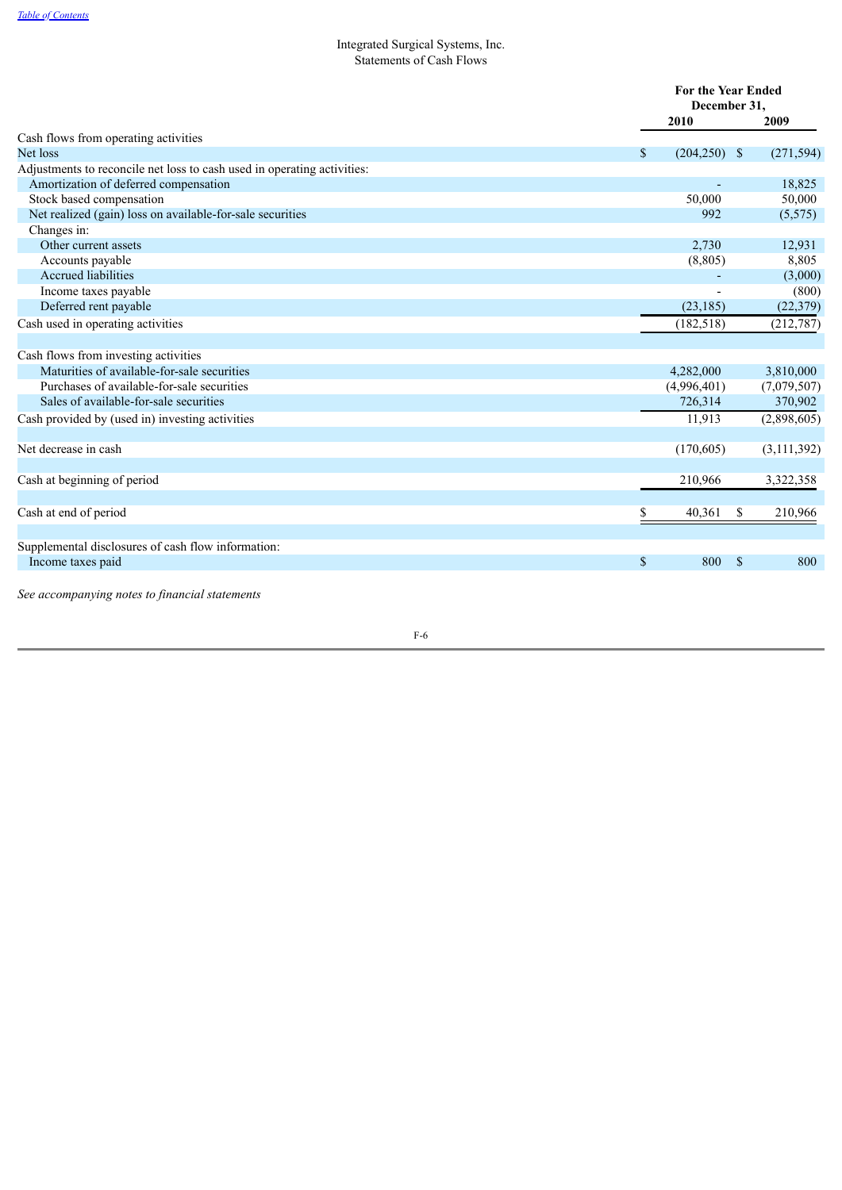Integrated Surgical Systems, Inc.
Statements of Cash Flows

| | For the Year Ended December 31, | |
|---|---|---|
| | 2010 | 2009 |
| Cash flows from operating activities | | |
| Net loss | $ (204,250) | $ (271,594) |
| Adjustments to reconcile net loss to cash used in operating activities: | | |
| Amortization of deferred compensation | - | 18,825 |
| Stock based compensation | 50,000 | 50,000 |
| Net realized (gain) loss on available-for-sale securities | 992 | (5,575) |
| Changes in: | | |
| Other current assets | 2,730 | 12,931 |
| Accounts payable | (8,805) | 8,805 |
| Accrued liabilities | - | (3,000) |
| Income taxes payable | - | (800) |
| Deferred rent payable | (23,185) | (22,379) |
| Cash used in operating activities | (182,518) | (212,787) |
| | | |
| Cash flows from investing activities | | |
| Maturities of available-for-sale securities | 4,282,000 | 3,810,000 |
| Purchases of available-for-sale securities | (4,996,401) | (7,079,507) |
| Sales of available-for-sale securities | 726,314 | 370,902 |
| Cash provided by (used in) investing activities | 11,913 | (2,898,605) |
| | | |
| Net decrease in cash | (170,605) | (3,111,392) |
| | | |
| Cash at beginning of period | 210,966 | 3,322,358 |
| | | |
| Cash at end of period | $ 40,361 | $ 210,966 |
| | | |
| Supplemental disclosures of cash flow information: | | |
| Income taxes paid | $ 800 | $ 800 |

*See accompanying notes to financial statements*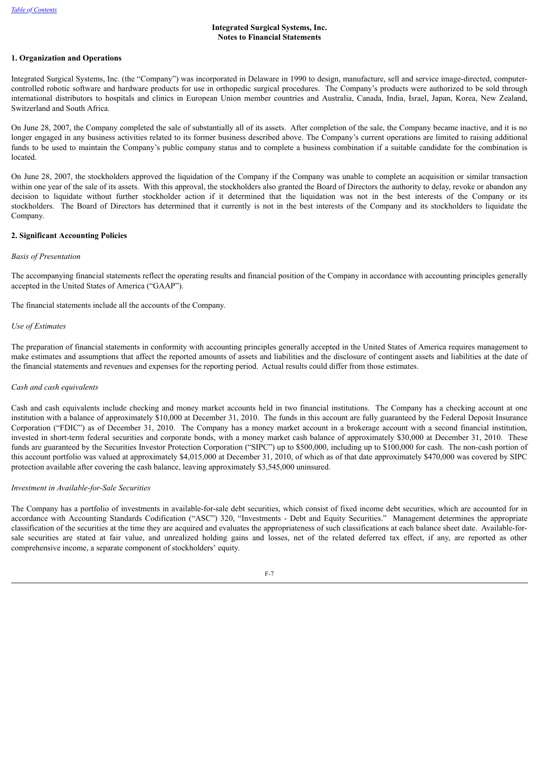# Integrated Surgical Systems, Inc.
# Notes to Financial Statements

## 1. Organization and Operations

Integrated Surgical Systems, Inc. (the "Company") was incorporated in Delaware in 1990 to design, manufacture, sell and service image-directed, computer-controlled robotic software and hardware products for use in orthopedic surgical procedures. The Company's products were authorized to be sold through international distributors to hospitals and clinics in European Union member countries and Australia, Canada, India, Israel, Japan, Korea, New Zealand, Switzerland and South Africa.

On June 28, 2007, the Company completed the sale of substantially all of its assets. After completion of the sale, the Company became inactive, and it is no longer engaged in any business activities related to its former business described above. The Company's current operations are limited to raising additional funds to be used to maintain the Company's public company status and to complete a business combination if a suitable candidate for the combination is located.

On June 28, 2007, the stockholders approved the liquidation of the Company if the Company was unable to complete an acquisition or similar transaction within one year of the sale of its assets. With this approval, the stockholders also granted the Board of Directors the authority to delay, revoke or abandon any decision to liquidate without further stockholder action if it determined that the liquidation was not in the best interests of the Company or its stockholders. The Board of Directors has determined that it currently is not in the best interests of the Company and its stockholders to liquidate the Company.

## 2. Significant Accounting Policies

*Basis of Presentation*

The accompanying financial statements reflect the operating results and financial position of the Company in accordance with accounting principles generally accepted in the United States of America ("GAAP").

The financial statements include all the accounts of the Company.

*Use of Estimates*

The preparation of financial statements in conformity with accounting principles generally accepted in the United States of America requires management to make estimates and assumptions that affect the reported amounts of assets and liabilities and the disclosure of contingent assets and liabilities at the date of the financial statements and revenues and expenses for the reporting period. Actual results could differ from those estimates.

*Cash and cash equivalents*

Cash and cash equivalents include checking and money market accounts held in two financial institutions. The Company has a checking account at one institution with a balance of approximately $10,000 at December 31, 2010. The funds in this account are fully guaranteed by the Federal Deposit Insurance Corporation ("FDIC") as of December 31, 2010. The Company has a money market account in a brokerage account with a second financial institution, invested in short-term federal securities and corporate bonds, with a money market cash balance of approximately $30,000 at December 31, 2010. These funds are guaranteed by the Securities Investor Protection Corporation ("SIPC") up to $500,000, including up to $100,000 for cash. The non-cash portion of this account portfolio was valued at approximately $4,015,000 at December 31, 2010, of which as of that date approximately $470,000 was covered by SIPC protection available after covering the cash balance, leaving approximately $3,545,000 uninsured.

*Investment in Available-for-Sale Securities*

The Company has a portfolio of investments in available-for-sale debt securities, which consist of fixed income debt securities, which are accounted for in accordance with Accounting Standards Codification ("ASC") 320, "Investments - Debt and Equity Securities." Management determines the appropriate classification of the securities at the time they are acquired and evaluates the appropriateness of such classifications at each balance sheet date. Available-for-sale securities are stated at fair value, and unrealized holding gains and losses, net of the related deferred tax effect, if any, are reported as other comprehensive income, a separate component of stockholders' equity.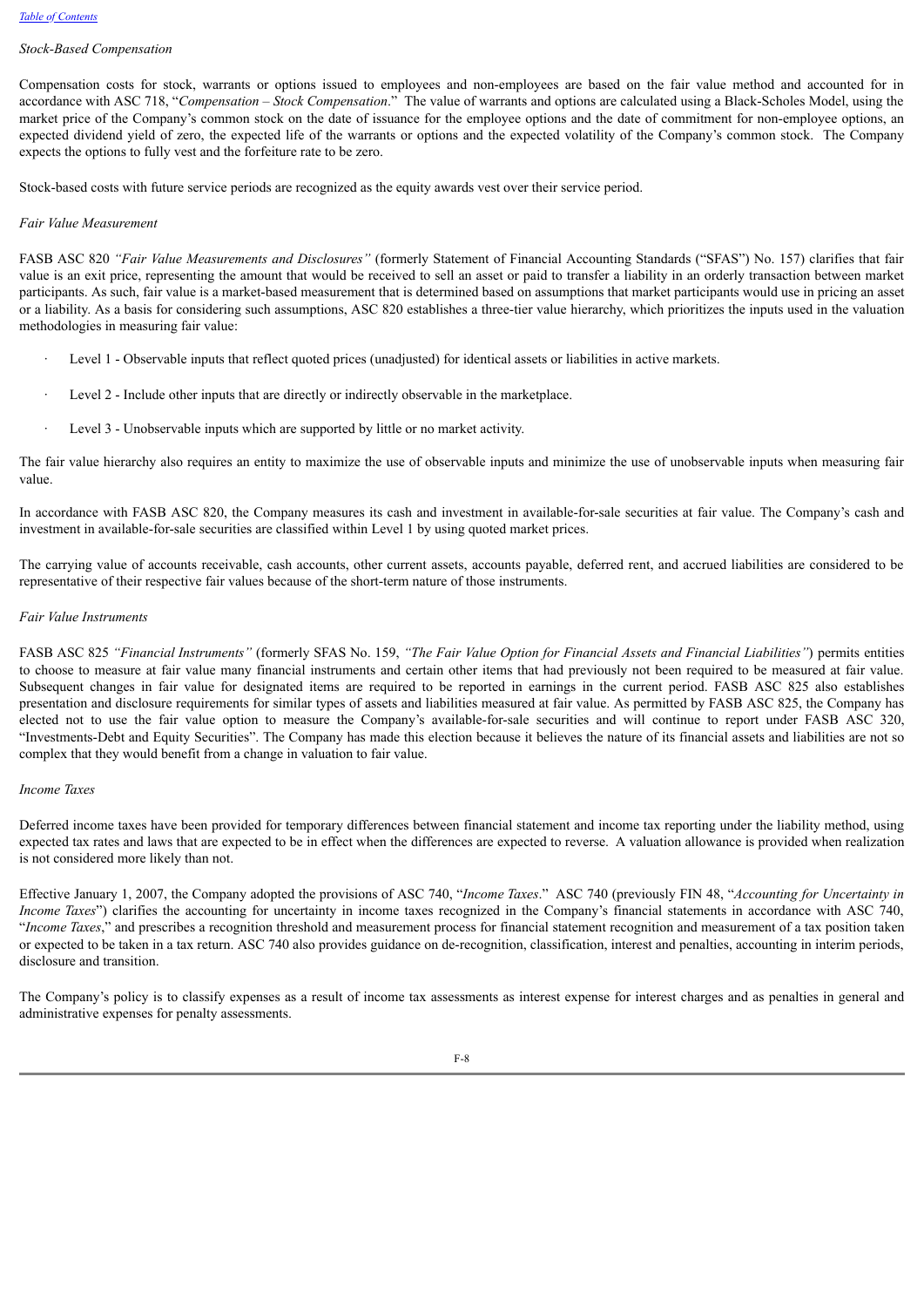*Stock-Based Compensation*

Compensation costs for stock, warrants or options issued to employees and non-employees are based on the fair value method and accounted for in accordance with ASC 718, "*Compensation – Stock Compensation*." The value of warrants and options are calculated using a Black-Scholes Model, using the market price of the Company's common stock on the date of issuance for the employee options and the date of commitment for non-employee options, an expected dividend yield of zero, the expected life of the warrants or options and the expected volatility of the Company's common stock. The Company expects the options to fully vest and the forfeiture rate to be zero.

Stock-based costs with future service periods are recognized as the equity awards vest over their service period.

*Fair Value Measurement*

FASB ASC 820 *"Fair Value Measurements and Disclosures"* (formerly Statement of Financial Accounting Standards ("SFAS") No. 157) clarifies that fair value is an exit price, representing the amount that would be received to sell an asset or paid to transfer a liability in an orderly transaction between market participants. As such, fair value is a market-based measurement that is determined based on assumptions that market participants would use in pricing an asset or a liability. As a basis for considering such assumptions, ASC 820 establishes a three-tier value hierarchy, which prioritizes the inputs used in the valuation methodologies in measuring fair value:

- Level 1 - Observable inputs that reflect quoted prices (unadjusted) for identical assets or liabilities in active markets.
- Level 2 - Include other inputs that are directly or indirectly observable in the marketplace.
- Level 3 - Unobservable inputs which are supported by little or no market activity.

The fair value hierarchy also requires an entity to maximize the use of observable inputs and minimize the use of unobservable inputs when measuring fair value.

In accordance with FASB ASC 820, the Company measures its cash and investment in available-for-sale securities at fair value. The Company's cash and investment in available-for-sale securities are classified within Level 1 by using quoted market prices.

The carrying value of accounts receivable, cash accounts, other current assets, accounts payable, deferred rent, and accrued liabilities are considered to be representative of their respective fair values because of the short-term nature of those instruments.

*Fair Value Instruments*

FASB ASC 825 *"Financial Instruments"* (formerly SFAS No. 159, *"The Fair Value Option for Financial Assets and Financial Liabilities"*) permits entities to choose to measure at fair value many financial instruments and certain other items that had previously not been required to be measured at fair value. Subsequent changes in fair value for designated items are required to be reported in earnings in the current period. FASB ASC 825 also establishes presentation and disclosure requirements for similar types of assets and liabilities measured at fair value. As permitted by FASB ASC 825, the Company has elected not to use the fair value option to measure the Company's available-for-sale securities and will continue to report under FASB ASC 320, "Investments-Debt and Equity Securities". The Company has made this election because it believes the nature of its financial assets and liabilities are not so complex that they would benefit from a change in valuation to fair value.

*Income Taxes*

Deferred income taxes have been provided for temporary differences between financial statement and income tax reporting under the liability method, using expected tax rates and laws that are expected to be in effect when the differences are expected to reverse. A valuation allowance is provided when realization is not considered more likely than not.

Effective January 1, 2007, the Company adopted the provisions of ASC 740, "*Income Taxes*." ASC 740 (previously FIN 48, "*Accounting for Uncertainty in Income Taxes*") clarifies the accounting for uncertainty in income taxes recognized in the Company's financial statements in accordance with ASC 740, "*Income Taxes*," and prescribes a recognition threshold and measurement process for financial statement recognition and measurement of a tax position taken or expected to be taken in a tax return. ASC 740 also provides guidance on de-recognition, classification, interest and penalties, accounting in interim periods, disclosure and transition.

The Company's policy is to classify expenses as a result of income tax assessments as interest expense for interest charges and as penalties in general and administrative expenses for penalty assessments.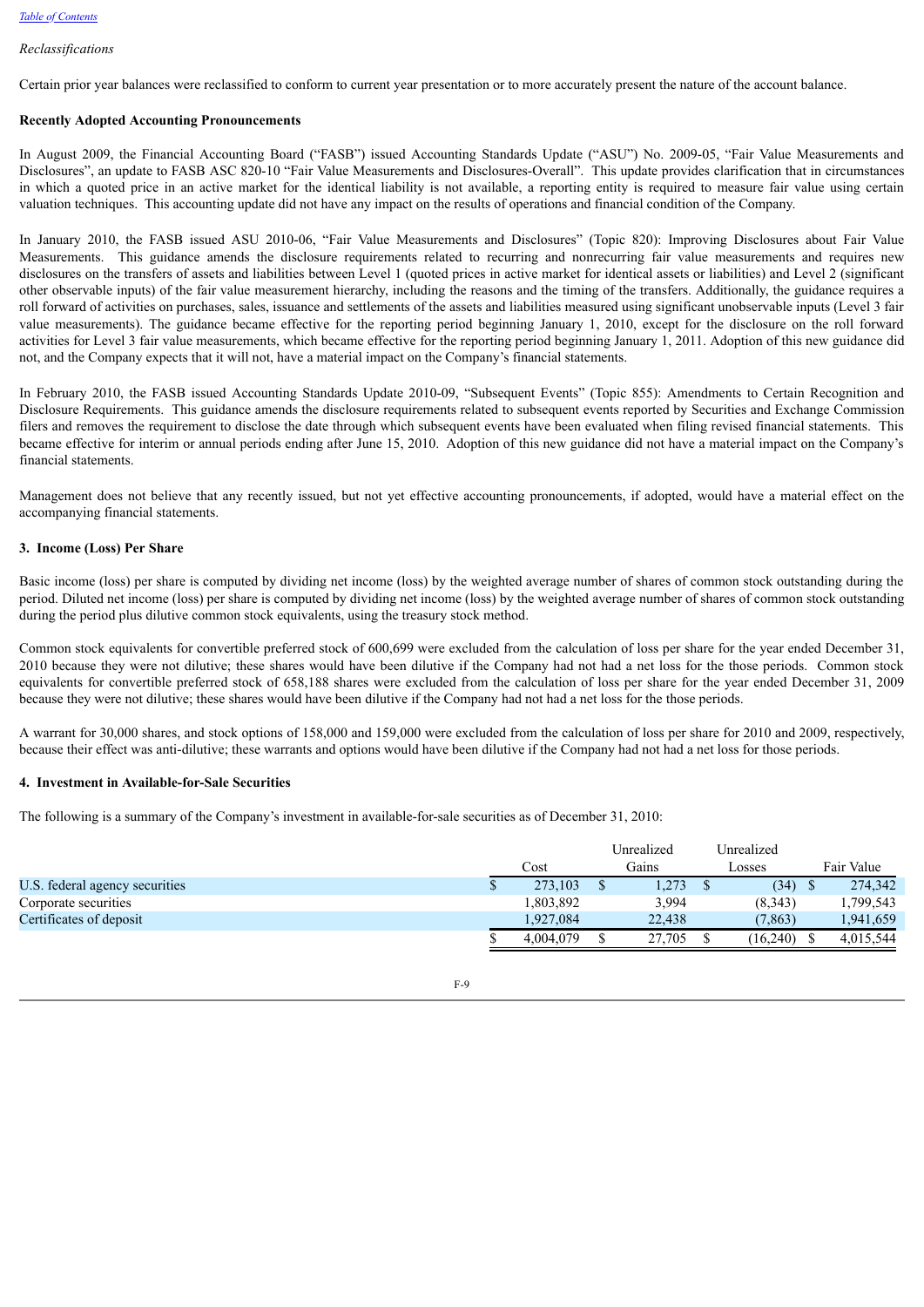*Reclassifications*

Certain prior year balances were reclassified to conform to current year presentation or to more accurately present the nature of the account balance.

**Recently Adopted Accounting Pronouncements**

In August 2009, the Financial Accounting Board ("FASB") issued Accounting Standards Update ("ASU") No. 2009-05, "Fair Value Measurements and Disclosures", an update to FASB ASC 820-10 "Fair Value Measurements and Disclosures-Overall". This update provides clarification that in circumstances in which a quoted price in an active market for the identical liability is not available, a reporting entity is required to measure fair value using certain valuation techniques. This accounting update did not have any impact on the results of operations and financial condition of the Company.

In January 2010, the FASB issued ASU 2010-06, "Fair Value Measurements and Disclosures" (Topic 820): Improving Disclosures about Fair Value Measurements. This guidance amends the disclosure requirements related to recurring and nonrecurring fair value measurements and requires new disclosures on the transfers of assets and liabilities between Level 1 (quoted prices in active market for identical assets or liabilities) and Level 2 (significant other observable inputs) of the fair value measurement hierarchy, including the reasons and the timing of the transfers. Additionally, the guidance requires a roll forward of activities on purchases, sales, issuance and settlements of the assets and liabilities measured using significant unobservable inputs (Level 3 fair value measurements). The guidance became effective for the reporting period beginning January 1, 2010, except for the disclosure on the roll forward activities for Level 3 fair value measurements, which became effective for the reporting period beginning January 1, 2011. Adoption of this new guidance did not, and the Company expects that it will not, have a material impact on the Company's financial statements.

In February 2010, the FASB issued Accounting Standards Update 2010-09, "Subsequent Events" (Topic 855): Amendments to Certain Recognition and Disclosure Requirements. This guidance amends the disclosure requirements related to subsequent events reported by Securities and Exchange Commission filers and removes the requirement to disclose the date through which subsequent events have been evaluated when filing revised financial statements. This became effective for interim or annual periods ending after June 15, 2010. Adoption of this new guidance did not have a material impact on the Company's financial statements.

Management does not believe that any recently issued, but not yet effective accounting pronouncements, if adopted, would have a material effect on the accompanying financial statements.

**3. Income (Loss) Per Share**

Basic income (loss) per share is computed by dividing net income (loss) by the weighted average number of shares of common stock outstanding during the period. Diluted net income (loss) per share is computed by dividing net income (loss) by the weighted average number of shares of common stock outstanding during the period plus dilutive common stock equivalents, using the treasury stock method.

Common stock equivalents for convertible preferred stock of 600,699 were excluded from the calculation of loss per share for the year ended December 31, 2010 because they were not dilutive; these shares would have been dilutive if the Company had not had a net loss for the those periods. Common stock equivalents for convertible preferred stock of 658,188 shares were excluded from the calculation of loss per share for the year ended December 31, 2009 because they were not dilutive; these shares would have been dilutive if the Company had not had a net loss for the those periods.

A warrant for 30,000 shares, and stock options of 158,000 and 159,000 were excluded from the calculation of loss per share for 2010 and 2009, respectively, because their effect was anti-dilutive; these warrants and options would have been dilutive if the Company had not had a net loss for those periods.

**4. Investment in Available-for-Sale Securities**

The following is a summary of the Company's investment in available-for-sale securities as of December 31, 2010:

| | Cost | Unrealized Gains | Unrealized Losses | Fair Value |
|---|---|---|---|---|
| U.S. federal agency securities | $ 273,103 | $ 1,273 | $ (34) | $ 274,342 |
| Corporate securities | 1,803,892 | 3,994 | (8,343) | 1,799,543 |
| Certificates of deposit | 1,927,084 | 22,438 | (7,863) | 1,941,659 |
| | $ 4,004,079 | $ 27,705 | $ (16,240) | $ 4,015,544 |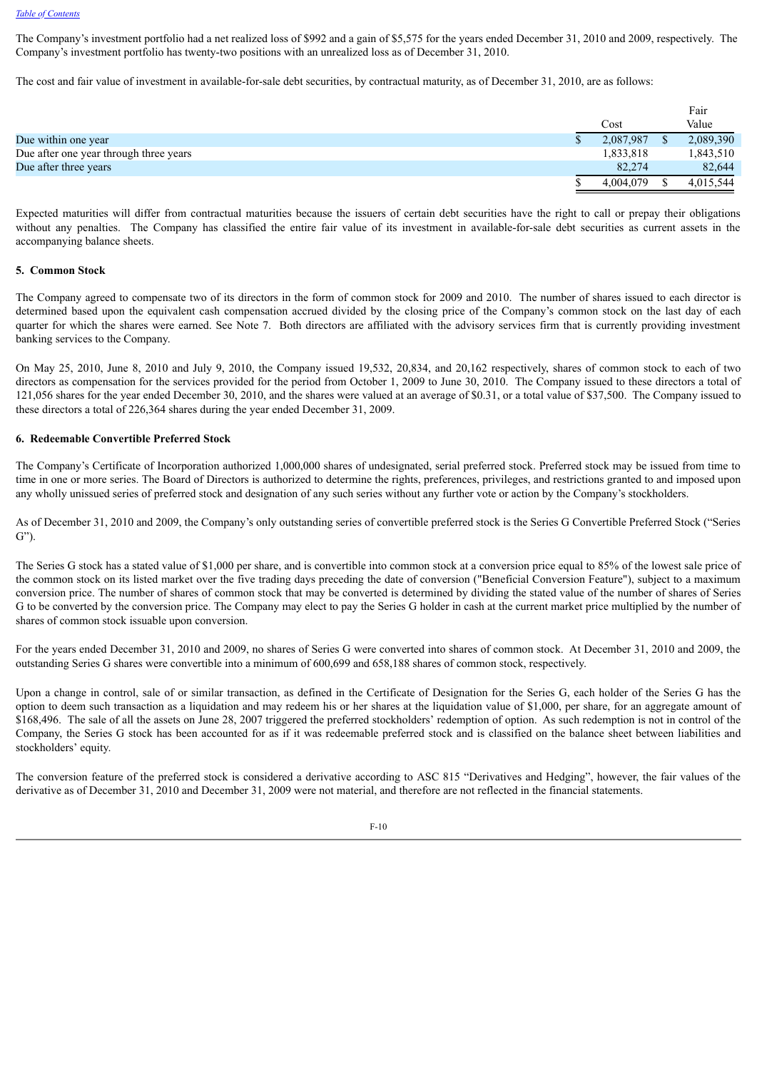The Company's investment portfolio had a net realized loss of $992 and a gain of $5,575 for the years ended December 31, 2010 and 2009, respectively. The Company's investment portfolio has twenty-two positions with an unrealized loss as of December 31, 2010.

The cost and fair value of investment in available-for-sale debt securities, by contractual maturity, as of December 31, 2010, are as follows:

| | Cost | Fair Value |
|---|---|---|
| Due within one year | $ 2,087,987 | $ 2,089,390 |
| Due after one year through three years | 1,833,818 | 1,843,510 |
| Due after three years | 82,274 | 82,644 |
| | $ 4,004,079 | $ 4,015,544 |

Expected maturities will differ from contractual maturities because the issuers of certain debt securities have the right to call or prepay their obligations without any penalties. The Company has classified the entire fair value of its investment in available-for-sale debt securities as current assets in the accompanying balance sheets.

**5. Common Stock**

The Company agreed to compensate two of its directors in the form of common stock for 2009 and 2010. The number of shares issued to each director is determined based upon the equivalent cash compensation accrued divided by the closing price of the Company's common stock on the last day of each quarter for which the shares were earned. See Note 7. Both directors are affiliated with the advisory services firm that is currently providing investment banking services to the Company.

On May 25, 2010, June 8, 2010 and July 9, 2010, the Company issued 19,532, 20,834, and 20,162 respectively, shares of common stock to each of two directors as compensation for the services provided for the period from October 1, 2009 to June 30, 2010. The Company issued to these directors a total of 121,056 shares for the year ended December 30, 2010, and the shares were valued at an average of $0.31, or a total value of $37,500. The Company issued to these directors a total of 226,364 shares during the year ended December 31, 2009.

**6. Redeemable Convertible Preferred Stock**

The Company's Certificate of Incorporation authorized 1,000,000 shares of undesignated, serial preferred stock. Preferred stock may be issued from time to time in one or more series. The Board of Directors is authorized to determine the rights, preferences, privileges, and restrictions granted to and imposed upon any wholly unissued series of preferred stock and designation of any such series without any further vote or action by the Company's stockholders.

As of December 31, 2010 and 2009, the Company's only outstanding series of convertible preferred stock is the Series G Convertible Preferred Stock ("Series G").

The Series G stock has a stated value of $1,000 per share, and is convertible into common stock at a conversion price equal to 85% of the lowest sale price of the common stock on its listed market over the five trading days preceding the date of conversion ("Beneficial Conversion Feature"), subject to a maximum conversion price. The number of shares of common stock that may be converted is determined by dividing the stated value of the number of shares of Series G to be converted by the conversion price. The Company may elect to pay the Series G holder in cash at the current market price multiplied by the number of shares of common stock issuable upon conversion.

For the years ended December 31, 2010 and 2009, no shares of Series G were converted into shares of common stock. At December 31, 2010 and 2009, the outstanding Series G shares were convertible into a minimum of 600,699 and 658,188 shares of common stock, respectively.

Upon a change in control, sale of or similar transaction, as defined in the Certificate of Designation for the Series G, each holder of the Series G has the option to deem such transaction as a liquidation and may redeem his or her shares at the liquidation value of $1,000, per share, for an aggregate amount of $168,496. The sale of all the assets on June 28, 2007 triggered the preferred stockholders' redemption of option. As such redemption is not in control of the Company, the Series G stock has been accounted for as if it was redeemable preferred stock and is classified on the balance sheet between liabilities and stockholders' equity.

The conversion feature of the preferred stock is considered a derivative according to ASC 815 "Derivatives and Hedging", however, the fair values of the derivative as of December 31, 2010 and December 31, 2009 were not material, and therefore are not reflected in the financial statements.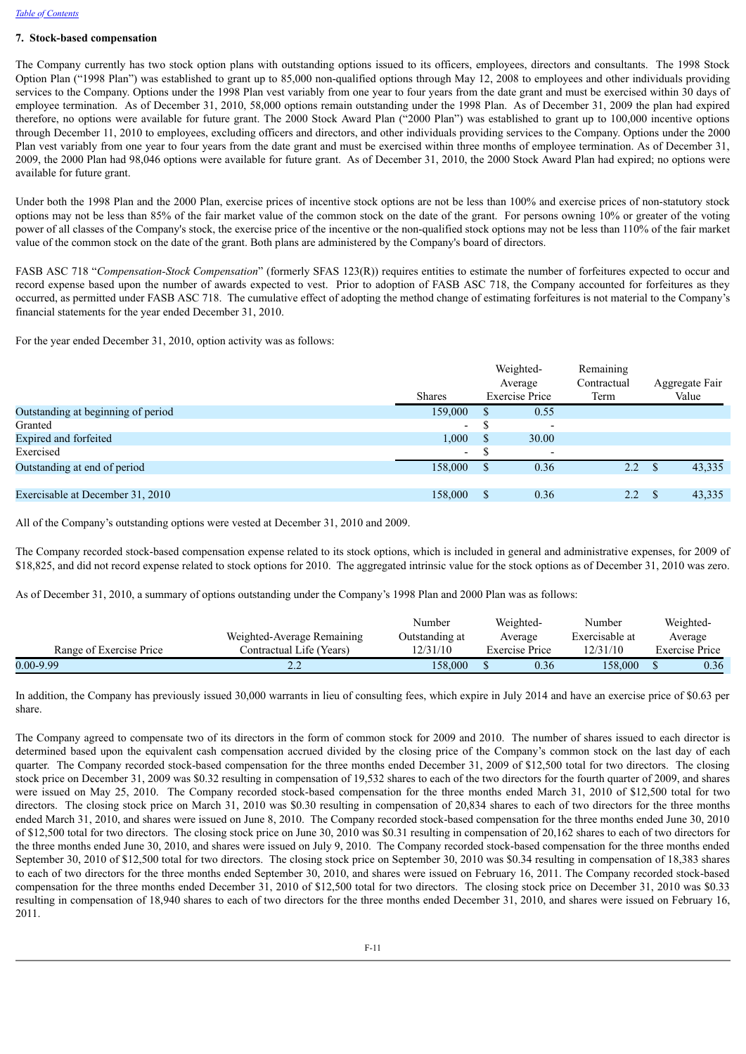## 7. Stock-based compensation

The Company currently has two stock option plans with outstanding options issued to its officers, employees, directors and consultants. The 1998 Stock Option Plan ("1998 Plan") was established to grant up to 85,000 non-qualified options through May 12, 2008 to employees and other individuals providing services to the Company. Options under the 1998 Plan vest variably from one year to four years from the date grant and must be exercised within 30 days of employee termination. As of December 31, 2010, 58,000 options remain outstanding under the 1998 Plan. As of December 31, 2009 the plan had expired therefore, no options were available for future grant. The 2000 Stock Award Plan ("2000 Plan") was established to grant up to 100,000 incentive options through December 11, 2010 to employees, excluding officers and directors, and other individuals providing services to the Company. Options under the 2000 Plan vest variably from one year to four years from the date grant and must be exercised within three months of employee termination. As of December 31, 2009, the 2000 Plan had 98,046 options were available for future grant. As of December 31, 2010, the 2000 Stock Award Plan had expired; no options were available for future grant.

Under both the 1998 Plan and the 2000 Plan, exercise prices of incentive stock options are not be less than 100% and exercise prices of non-statutory stock options may not be less than 85% of the fair market value of the common stock on the date of the grant. For persons owning 10% or greater of the voting power of all classes of the Company's stock, the exercise price of the incentive or the non-qualified stock options may not be less than 110% of the fair market value of the common stock on the date of the grant. Both plans are administered by the Company's board of directors.

FASB ASC 718 "*Compensation-Stock Compensation*" (formerly SFAS 123(R)) requires entities to estimate the number of forfeitures expected to occur and record expense based upon the number of awards expected to vest. Prior to adoption of FASB ASC 718, the Company accounted for forfeitures as they occurred, as permitted under FASB ASC 718. The cumulative effect of adopting the method change of estimating forfeitures is not material to the Company's financial statements for the year ended December 31, 2010.

For the year ended December 31, 2010, option activity was as follows:

| | Shares | Weighted-Average Exercise Price | Remaining Contractual Term | Aggregate Fair Value |
|---|---|---|---|---|
| Outstanding at beginning of period | 159,000 | $ 0.55 | | |
| Granted | - | $ - | | |
| Expired and forfeited | 1,000 | $ 30.00 | | |
| Exercised | - | $ - | | |
| Outstanding at end of period | 158,000 | $ 0.36 | 2.2 | $ 43,335 |
| | | | | |
| Exercisable at December 31, 2010 | 158,000 | $ 0.36 | 2.2 | $ 43,335 |

All of the Company's outstanding options were vested at December 31, 2010 and 2009.

The Company recorded stock-based compensation expense related to its stock options, which is included in general and administrative expenses, for 2009 of $18,825, and did not record expense related to stock options for 2010. The aggregated intrinsic value for the stock options as of December 31, 2010 was zero.

As of December 31, 2010, a summary of options outstanding under the Company's 1998 Plan and 2000 Plan was as follows:

| Range of Exercise Price | Weighted-Average Remaining Contractual Life (Years) | Number Outstanding at 12/31/10 | Weighted-Average Exercise Price | Number Exercisable at 12/31/10 | Weighted-Average Exercise Price |
|---|---|---|---|---|---|
| 0.00-9.99 | 2.2 | 158,000 | $ 0.36 | 158,000 | $ 0.36 |

In addition, the Company has previously issued 30,000 warrants in lieu of consulting fees, which expire in July 2014 and have an exercise price of $0.63 per share.

The Company agreed to compensate two of its directors in the form of common stock for 2009 and 2010. The number of shares issued to each director is determined based upon the equivalent cash compensation accrued divided by the closing price of the Company's common stock on the last day of each quarter. The Company recorded stock-based compensation for the three months ended December 31, 2009 of $12,500 total for two directors. The closing stock price on December 31, 2009 was $0.32 resulting in compensation of 19,532 shares to each of the two directors for the fourth quarter of 2009, and shares were issued on May 25, 2010. The Company recorded stock-based compensation for the three months ended March 31, 2010 of $12,500 total for two directors. The closing stock price on March 31, 2010 was $0.30 resulting in compensation of 20,834 shares to each of two directors for the three months ended March 31, 2010, and shares were issued on June 8, 2010. The Company recorded stock-based compensation for the three months ended June 30, 2010 of $12,500 total for two directors. The closing stock price on June 30, 2010 was $0.31 resulting in compensation of 20,162 shares to each of two directors for the three months ended June 30, 2010, and shares were issued on July 9, 2010. The Company recorded stock-based compensation for the three months ended September 30, 2010 of $12,500 total for two directors. The closing stock price on September 30, 2010 was $0.34 resulting in compensation of 18,383 shares to each of two directors for the three months ended September 30, 2010, and shares were issued on February 16, 2011. The Company recorded stock-based compensation for the three months ended December 31, 2010 of $12,500 total for two directors. The closing stock price on December 31, 2010 was $0.33 resulting in compensation of 18,940 shares to each of two directors for the three months ended December 31, 2010, and shares were issued on February 16, 2011.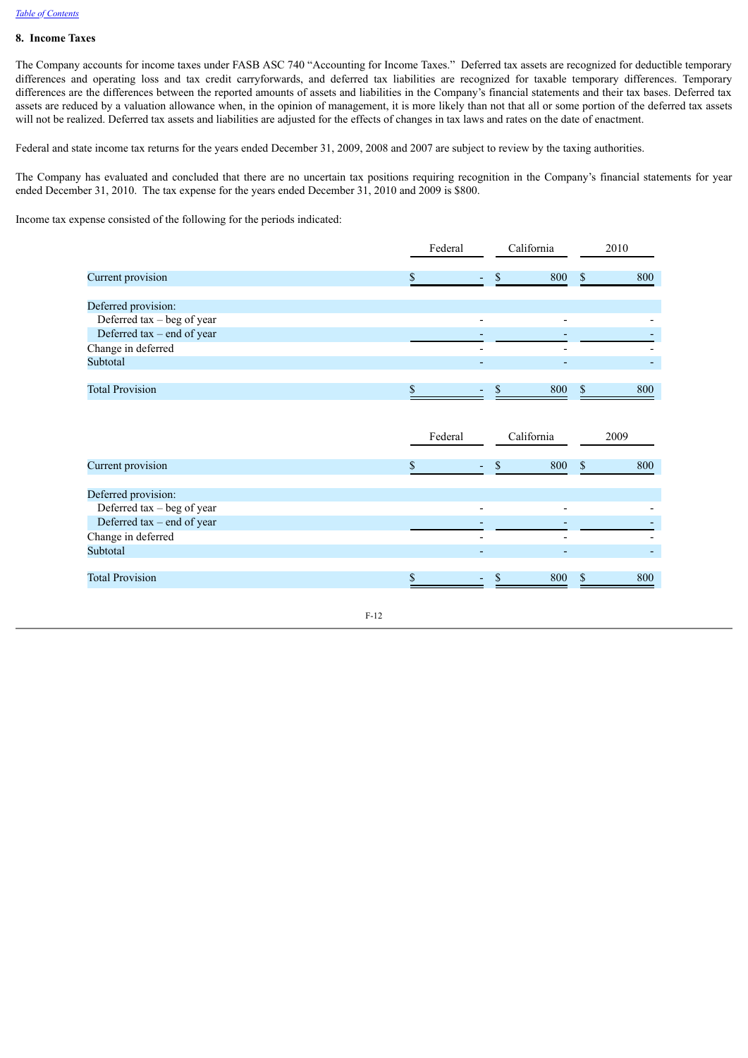## 8. Income Taxes

The Company accounts for income taxes under FASB ASC 740 "Accounting for Income Taxes." Deferred tax assets are recognized for deductible temporary differences and operating loss and tax credit carryforwards, and deferred tax liabilities are recognized for taxable temporary differences. Temporary differences are the differences between the reported amounts of assets and liabilities in the Company's financial statements and their tax bases. Deferred tax assets are reduced by a valuation allowance when, in the opinion of management, it is more likely than not that all or some portion of the deferred tax assets will not be realized. Deferred tax assets and liabilities are adjusted for the effects of changes in tax laws and rates on the date of enactment.

Federal and state income tax returns for the years ended December 31, 2009, 2008 and 2007 are subject to review by the taxing authorities.

The Company has evaluated and concluded that there are no uncertain tax positions requiring recognition in the Company's financial statements for year ended December 31, 2010. The tax expense for the years ended December 31, 2010 and 2009 is $800.

Income tax expense consisted of the following for the periods indicated:

| | Federal | California | 2010 |
|---|---|---|---|
| Current provision | $ - | $ 800 | $ 800 |
| Deferred provision: | | | |
| Deferred tax – beg of year | - | - | - |
| Deferred tax – end of year | - | - | - |
| Change in deferred | - | - | - |
| Subtotal | - | - | - |
| Total Provision | $ - | $ 800 | $ 800 |

| | Federal | California | 2009 |
|---|---|---|---|
| Current provision | $ - | $ 800 | $ 800 |
| Deferred provision: | | | |
| Deferred tax – beg of year | - | - | - |
| Deferred tax – end of year | - | - | - |
| Change in deferred | - | - | - |
| Subtotal | - | - | - |
| Total Provision | $ - | $ 800 | $ 800 |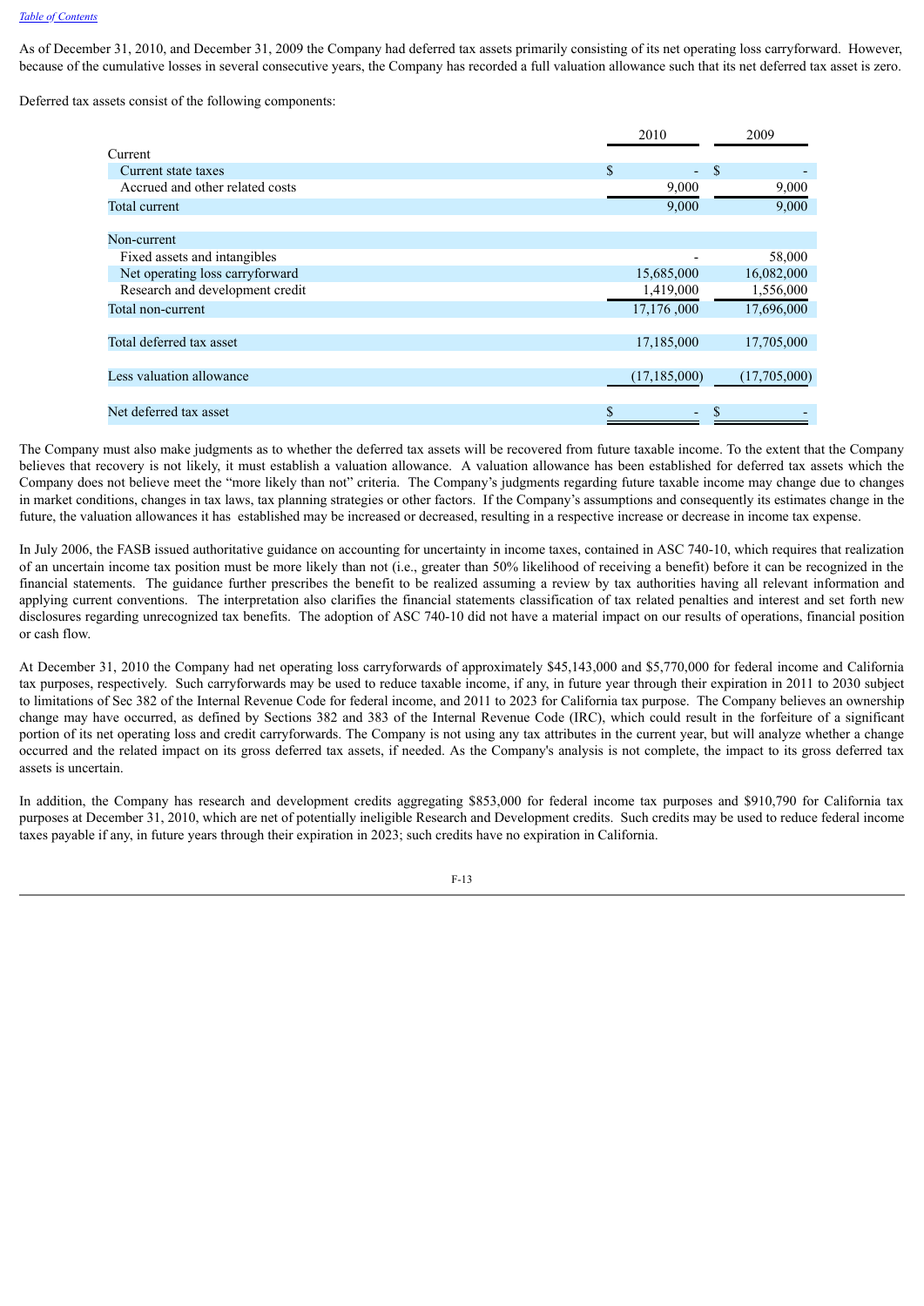As of December 31, 2010, and December 31, 2009 the Company had deferred tax assets primarily consisting of its net operating loss carryforward. However, because of the cumulative losses in several consecutive years, the Company has recorded a full valuation allowance such that its net deferred tax asset is zero.

Deferred tax assets consist of the following components:

| | 2010 | 2009 |
|---|---|---|
| Current | | |
| Current state taxes | $ - | $ - |
| Accrued and other related costs | 9,000 | 9,000 |
| Total current | 9,000 | 9,000 |
| | | |
| Non-current | | |
| Fixed assets and intangibles | - | 58,000 |
| Net operating loss carryforward | 15,685,000 | 16,082,000 |
| Research and development credit | 1,419,000 | 1,556,000 |
| Total non-current | 17,176 ,000 | 17,696,000 |
| | | |
| Total deferred tax asset | 17,185,000 | 17,705,000 |
| | | |
| Less valuation allowance | (17,185,000) | (17,705,000) |
| | | |
| Net deferred tax asset | $ - | $ - |

The Company must also make judgments as to whether the deferred tax assets will be recovered from future taxable income. To the extent that the Company believes that recovery is not likely, it must establish a valuation allowance. A valuation allowance has been established for deferred tax assets which the Company does not believe meet the "more likely than not" criteria. The Company's judgments regarding future taxable income may change due to changes in market conditions, changes in tax laws, tax planning strategies or other factors. If the Company's assumptions and consequently its estimates change in the future, the valuation allowances it has established may be increased or decreased, resulting in a respective increase or decrease in income tax expense.

In July 2006, the FASB issued authoritative guidance on accounting for uncertainty in income taxes, contained in ASC 740-10, which requires that realization of an uncertain income tax position must be more likely than not (i.e., greater than 50% likelihood of receiving a benefit) before it can be recognized in the financial statements. The guidance further prescribes the benefit to be realized assuming a review by tax authorities having all relevant information and applying current conventions. The interpretation also clarifies the financial statements classification of tax related penalties and interest and set forth new disclosures regarding unrecognized tax benefits. The adoption of ASC 740-10 did not have a material impact on our results of operations, financial position or cash flow.

At December 31, 2010 the Company had net operating loss carryforwards of approximately $45,143,000 and $5,770,000 for federal income and California tax purposes, respectively. Such carryforwards may be used to reduce taxable income, if any, in future year through their expiration in 2011 to 2030 subject to limitations of Sec 382 of the Internal Revenue Code for federal income, and 2011 to 2023 for California tax purpose. The Company believes an ownership change may have occurred, as defined by Sections 382 and 383 of the Internal Revenue Code (IRC), which could result in the forfeiture of a significant portion of its net operating loss and credit carryforwards. The Company is not using any tax attributes in the current year, but will analyze whether a change occurred and the related impact on its gross deferred tax assets, if needed. As the Company's analysis is not complete, the impact to its gross deferred tax assets is uncertain.

In addition, the Company has research and development credits aggregating $853,000 for federal income tax purposes and $910,790 for California tax purposes at December 31, 2010, which are net of potentially ineligible Research and Development credits. Such credits may be used to reduce federal income taxes payable if any, in future years through their expiration in 2023; such credits have no expiration in California.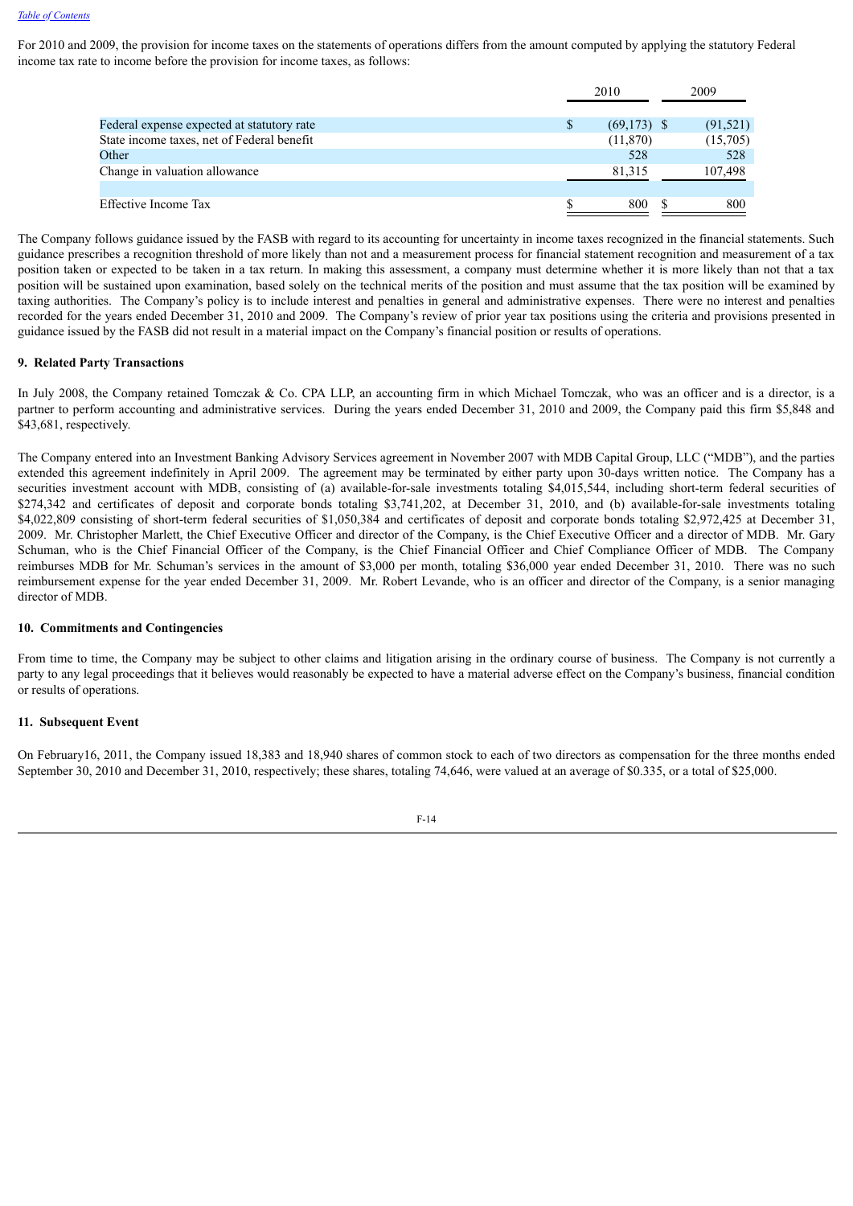For 2010 and 2009, the provision for income taxes on the statements of operations differs from the amount computed by applying the statutory Federal income tax rate to income before the provision for income taxes, as follows:

| | 2010 | 2009 |
|---|---|---|
| Federal expense expected at statutory rate | $ (69,173) | $ (91,521) |
| State income taxes, net of Federal benefit | (11,870) | (15,705) |
| Other | 528 | 528 |
| Change in valuation allowance | 81,315 | 107,498 |
| | | |
| Effective Income Tax | $ 800 | $ 800 |

The Company follows guidance issued by the FASB with regard to its accounting for uncertainty in income taxes recognized in the financial statements. Such guidance prescribes a recognition threshold of more likely than not and a measurement process for financial statement recognition and measurement of a tax position taken or expected to be taken in a tax return. In making this assessment, a company must determine whether it is more likely than not that a tax position will be sustained upon examination, based solely on the technical merits of the position and must assume that the tax position will be examined by taxing authorities. The Company's policy is to include interest and penalties in general and administrative expenses. There were no interest and penalties recorded for the years ended December 31, 2010 and 2009. The Company's review of prior year tax positions using the criteria and provisions presented in guidance issued by the FASB did not result in a material impact on the Company's financial position or results of operations.

**9. Related Party Transactions**

In July 2008, the Company retained Tomczak & Co. CPA LLP, an accounting firm in which Michael Tomczak, who was an officer and is a director, is a partner to perform accounting and administrative services. During the years ended December 31, 2010 and 2009, the Company paid this firm $5,848 and $43,681, respectively.

The Company entered into an Investment Banking Advisory Services agreement in November 2007 with MDB Capital Group, LLC ("MDB"), and the parties extended this agreement indefinitely in April 2009. The agreement may be terminated by either party upon 30-days written notice. The Company has a securities investment account with MDB, consisting of (a) available-for-sale investments totaling $4,015,544, including short-term federal securities of $274,342 and certificates of deposit and corporate bonds totaling $3,741,202, at December 31, 2010, and (b) available-for-sale investments totaling $4,022,809 consisting of short-term federal securities of $1,050,384 and certificates of deposit and corporate bonds totaling $2,972,425 at December 31, 2009. Mr. Christopher Marlett, the Chief Executive Officer and director of the Company, is the Chief Executive Officer and a director of MDB. Mr. Gary Schuman, who is the Chief Financial Officer of the Company, is the Chief Financial Officer and Chief Compliance Officer of MDB. The Company reimburses MDB for Mr. Schuman's services in the amount of $3,000 per month, totaling $36,000 year ended December 31, 2010. There was no such reimbursement expense for the year ended December 31, 2009. Mr. Robert Levande, who is an officer and director of the Company, is a senior managing director of MDB.

**10. Commitments and Contingencies**

From time to time, the Company may be subject to other claims and litigation arising in the ordinary course of business. The Company is not currently a party to any legal proceedings that it believes would reasonably be expected to have a material adverse effect on the Company's business, financial condition or results of operations.

**11. Subsequent Event**

On February16, 2011, the Company issued 18,383 and 18,940 shares of common stock to each of two directors as compensation for the three months ended September 30, 2010 and December 31, 2010, respectively; these shares, totaling 74,646, were valued at an average of $0.335, or a total of $25,000.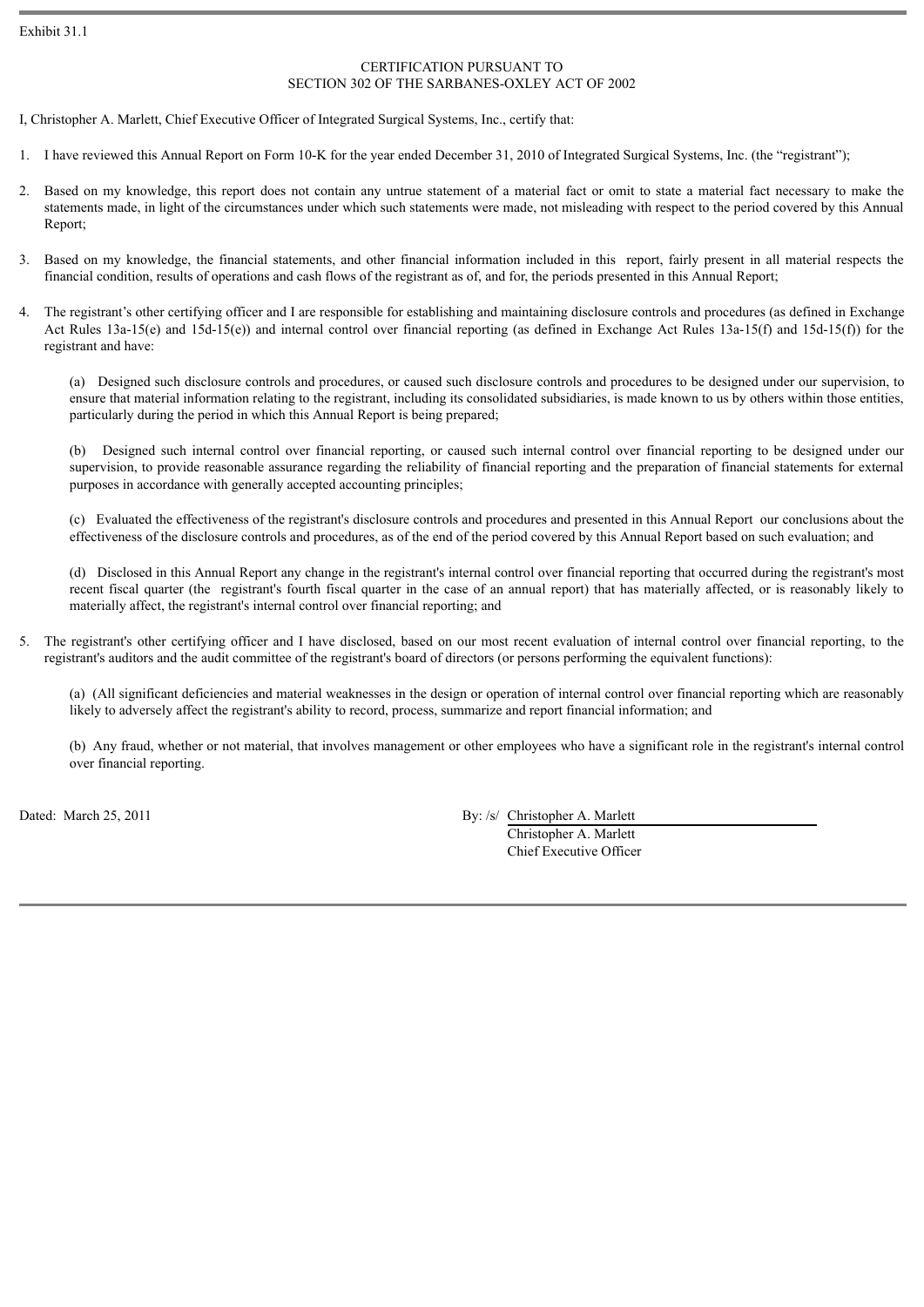Exhibit 31.1

CERTIFICATION PURSUANT TO
SECTION 302 OF THE SARBANES-OXLEY ACT OF 2002

I, Christopher A. Marlett, Chief Executive Officer of Integrated Surgical Systems, Inc., certify that:

1. I have reviewed this Annual Report on Form 10-K for the year ended December 31, 2010 of Integrated Surgical Systems, Inc. (the "registrant");

2. Based on my knowledge, this report does not contain any untrue statement of a material fact or omit to state a material fact necessary to make the statements made, in light of the circumstances under which such statements were made, not misleading with respect to the period covered by this Annual Report;

3. Based on my knowledge, the financial statements, and other financial information included in this report, fairly present in all material respects the financial condition, results of operations and cash flows of the registrant as of, and for, the periods presented in this Annual Report;

4. The registrant's other certifying officer and I are responsible for establishing and maintaining disclosure controls and procedures (as defined in Exchange Act Rules 13a-15(e) and 15d-15(e)) and internal control over financial reporting (as defined in Exchange Act Rules 13a-15(f) and 15d-15(f)) for the registrant and have:

   (a) Designed such disclosure controls and procedures, or caused such disclosure controls and procedures to be designed under our supervision, to ensure that material information relating to the registrant, including its consolidated subsidiaries, is made known to us by others within those entities, particularly during the period in which this Annual Report is being prepared;

   (b) Designed such internal control over financial reporting, or caused such internal control over financial reporting to be designed under our supervision, to provide reasonable assurance regarding the reliability of financial reporting and the preparation of financial statements for external purposes in accordance with generally accepted accounting principles;

   (c) Evaluated the effectiveness of the registrant's disclosure controls and procedures and presented in this Annual Report our conclusions about the effectiveness of the disclosure controls and procedures, as of the end of the period covered by this Annual Report based on such evaluation; and

   (d) Disclosed in this Annual Report any change in the registrant's internal control over financial reporting that occurred during the registrant's most recent fiscal quarter (the registrant's fourth fiscal quarter in the case of an annual report) that has materially affected, or is reasonably likely to materially affect, the registrant's internal control over financial reporting; and

5. The registrant's other certifying officer and I have disclosed, based on our most recent evaluation of internal control over financial reporting, to the registrant's auditors and the audit committee of the registrant's board of directors (or persons performing the equivalent functions):

   (a) (All significant deficiencies and material weaknesses in the design or operation of internal control over financial reporting which are reasonably likely to adversely affect the registrant's ability to record, process, summarize and report financial information; and

   (b) Any fraud, whether or not material, that involves management or other employees who have a significant role in the registrant's internal control over financial reporting.

Dated: March 25, 2011

By: /s/ Christopher A. Marlett
Christopher A. Marlett
Chief Executive Officer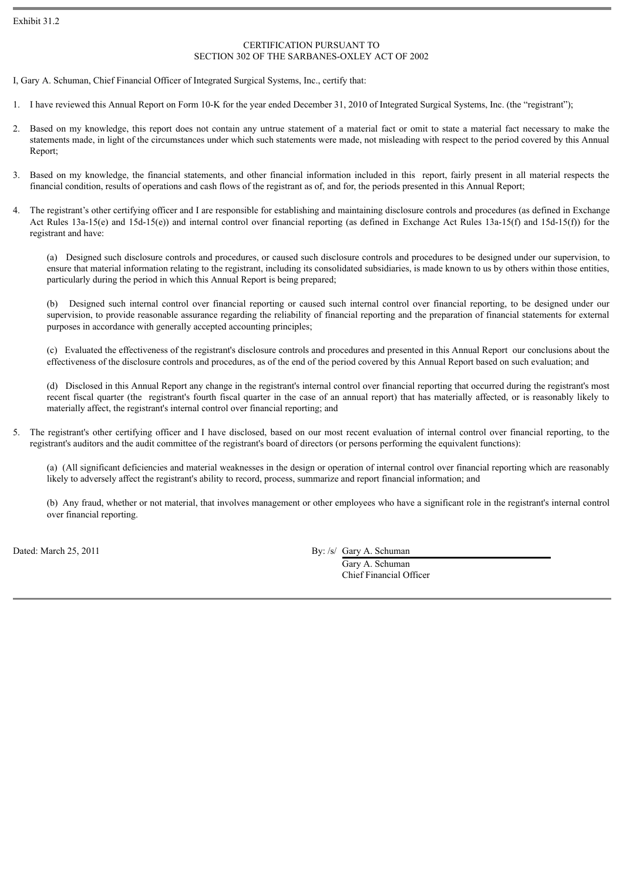Exhibit 31.2

CERTIFICATION PURSUANT TO
SECTION 302 OF THE SARBANES-OXLEY ACT OF 2002

I, Gary A. Schuman, Chief Financial Officer of Integrated Surgical Systems, Inc., certify that:

1. I have reviewed this Annual Report on Form 10-K for the year ended December 31, 2010 of Integrated Surgical Systems, Inc. (the "registrant");

2. Based on my knowledge, this report does not contain any untrue statement of a material fact or omit to state a material fact necessary to make the statements made, in light of the circumstances under which such statements were made, not misleading with respect to the period covered by this Annual Report;

3. Based on my knowledge, the financial statements, and other financial information included in this report, fairly present in all material respects the financial condition, results of operations and cash flows of the registrant as of, and for, the periods presented in this Annual Report;

4. The registrant's other certifying officer and I are responsible for establishing and maintaining disclosure controls and procedures (as defined in Exchange Act Rules 13a-15(e) and 15d-15(e)) and internal control over financial reporting (as defined in Exchange Act Rules 13a-15(f) and 15d-15(f)) for the registrant and have:

   (a) Designed such disclosure controls and procedures, or caused such disclosure controls and procedures to be designed under our supervision, to ensure that material information relating to the registrant, including its consolidated subsidiaries, is made known to us by others within those entities, particularly during the period in which this Annual Report is being prepared;

   (b) Designed such internal control over financial reporting or caused such internal control over financial reporting, to be designed under our supervision, to provide reasonable assurance regarding the reliability of financial reporting and the preparation of financial statements for external purposes in accordance with generally accepted accounting principles;

   (c) Evaluated the effectiveness of the registrant's disclosure controls and procedures and presented in this Annual Report our conclusions about the effectiveness of the disclosure controls and procedures, as of the end of the period covered by this Annual Report based on such evaluation; and

   (d) Disclosed in this Annual Report any change in the registrant's internal control over financial reporting that occurred during the registrant's most recent fiscal quarter (the registrant's fourth fiscal quarter in the case of an annual report) that has materially affected, or is reasonably likely to materially affect, the registrant's internal control over financial reporting; and

5. The registrant's other certifying officer and I have disclosed, based on our most recent evaluation of internal control over financial reporting, to the registrant's auditors and the audit committee of the registrant's board of directors (or persons performing the equivalent functions):

   (a) (All significant deficiencies and material weaknesses in the design or operation of internal control over financial reporting which are reasonably likely to adversely affect the registrant's ability to record, process, summarize and report financial information; and

   (b) Any fraud, whether or not material, that involves management or other employees who have a significant role in the registrant's internal control over financial reporting.

Dated: March 25, 2011

By: /s/ Gary A. Schuman
Gary A. Schuman
Chief Financial Officer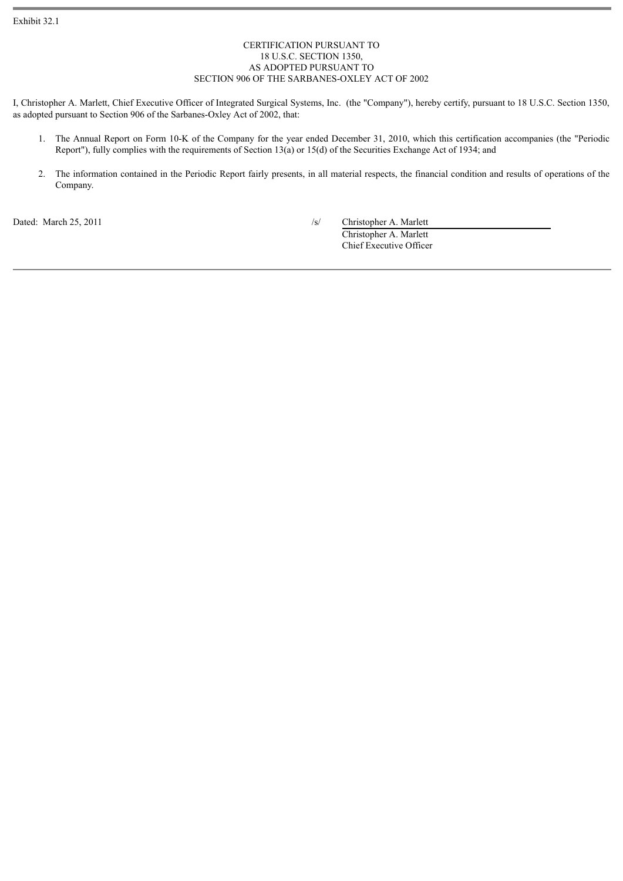Exhibit 32.1

CERTIFICATION PURSUANT TO
18 U.S.C. SECTION 1350,
AS ADOPTED PURSUANT TO
SECTION 906 OF THE SARBANES-OXLEY ACT OF 2002

I, Christopher A. Marlett, Chief Executive Officer of Integrated Surgical Systems, Inc. (the "Company"), hereby certify, pursuant to 18 U.S.C. Section 1350, as adopted pursuant to Section 906 of the Sarbanes-Oxley Act of 2002, that:

1. The Annual Report on Form 10-K of the Company for the year ended December 31, 2010, which this certification accompanies (the "Periodic Report"), fully complies with the requirements of Section 13(a) or 15(d) of the Securities Exchange Act of 1934; and

2. The information contained in the Periodic Report fairly presents, in all material respects, the financial condition and results of operations of the Company.

Dated: March 25, 2011

/s/ Christopher A. Marlett
Christopher A. Marlett
Chief Executive Officer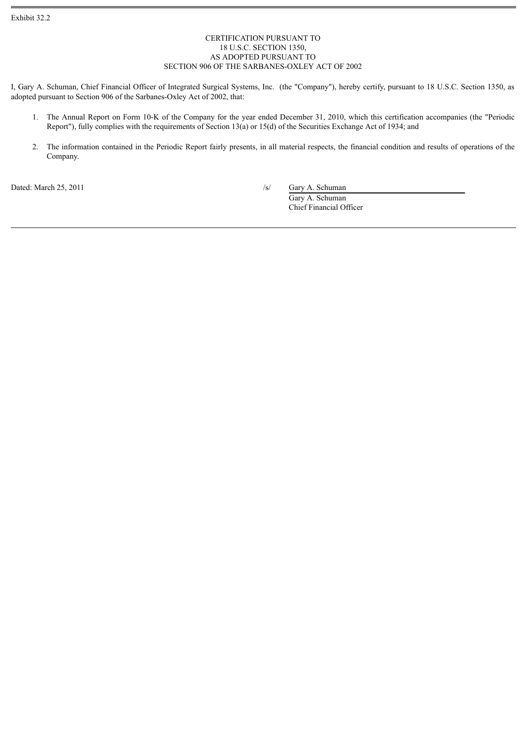Exhibit 32.2

CERTIFICATION PURSUANT TO
18 U.S.C. SECTION 1350,
AS ADOPTED PURSUANT TO
SECTION 906 OF THE SARBANES-OXLEY ACT OF 2002

I, Gary A. Schuman, Chief Financial Officer of Integrated Surgical Systems, Inc. (the "Company"), hereby certify, pursuant to 18 U.S.C. Section 1350, as adopted pursuant to Section 906 of the Sarbanes-Oxley Act of 2002, that:

1. The Annual Report on Form 10-K of the Company for the year ended December 31, 2010, which this certification accompanies (the "Periodic Report"), fully complies with the requirements of Section 13(a) or 15(d) of the Securities Exchange Act of 1934; and

2. The information contained in the Periodic Report fairly presents, in all material respects, the financial condition and results of operations of the Company.

Dated: March 25, 2011

/s/ Gary A. Schuman
Gary A. Schuman
Chief Financial Officer